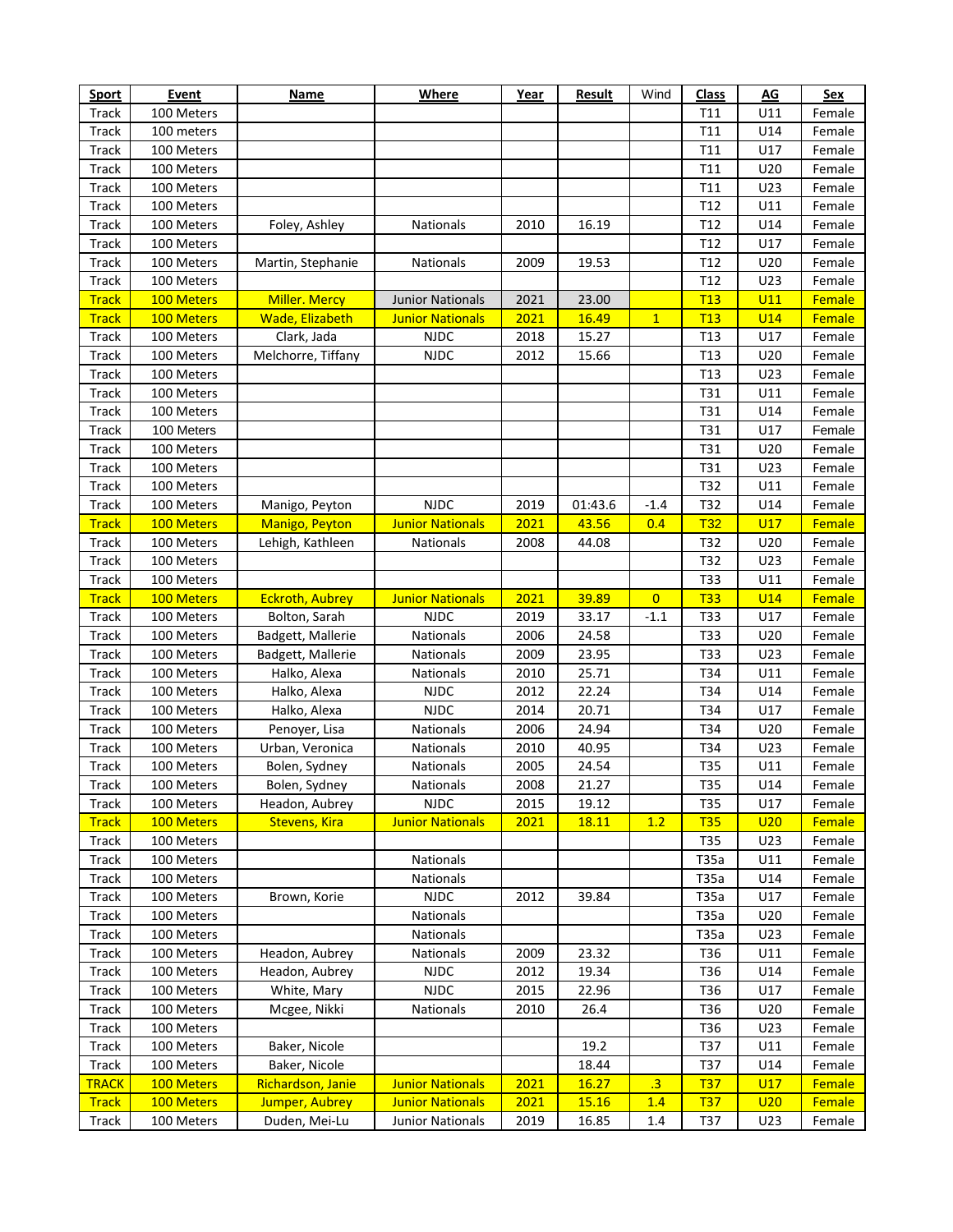| Sport | Event | Name | Where | Year | Result | Wind | Class | AG | Sex |
|---|---|---|---|---|---|---|---|---|---|
| Track | 100 Meters | | | | | | T11 | U11 | Female |
| Track | 100 meters | | | | | | T11 | U14 | Female |
| Track | 100 Meters | | | | | | T11 | U17 | Female |
| Track | 100 Meters | | | | | | T11 | U20 | Female |
| Track | 100 Meters | | | | | | T11 | U23 | Female |
| Track | 100 Meters | | | | | | T12 | U11 | Female |
| Track | 100 Meters | Foley, Ashley | Nationals | 2010 | 16.19 | | T12 | U14 | Female |
| Track | 100 Meters | | | | | | T12 | U17 | Female |
| Track | 100 Meters | Martin, Stephanie | Nationals | 2009 | 19.53 | | T12 | U20 | Female |
| Track | 100 Meters | | | | | | T12 | U23 | Female |
| Track | 100 Meters | Miller. Mercy | Junior Nationals | 2021 | 23.00 | | T13 | U11 | Female |
| Track | 100 Meters | Wade, Elizabeth | Junior Nationals | 2021 | 16.49 | 1 | T13 | U14 | Female |
| Track | 100 Meters | Clark, Jada | NJDC | 2018 | 15.27 | | T13 | U17 | Female |
| Track | 100 Meters | Melchorre, Tiffany | NJDC | 2012 | 15.66 | | T13 | U20 | Female |
| Track | 100 Meters | | | | | | T13 | U23 | Female |
| Track | 100 Meters | | | | | | T31 | U11 | Female |
| Track | 100 Meters | | | | | | T31 | U14 | Female |
| Track | 100 Meters | | | | | | T31 | U17 | Female |
| Track | 100 Meters | | | | | | T31 | U20 | Female |
| Track | 100 Meters | | | | | | T31 | U23 | Female |
| Track | 100 Meters | | | | | | T32 | U11 | Female |
| Track | 100 Meters | Manigo, Peyton | NJDC | 2019 | 01:43.6 | -1.4 | T32 | U14 | Female |
| Track | 100 Meters | Manigo, Peyton | Junior Nationals | 2021 | 43.56 | 0.4 | T32 | U17 | Female |
| Track | 100 Meters | Lehigh, Kathleen | Nationals | 2008 | 44.08 | | T32 | U20 | Female |
| Track | 100 Meters | | | | | | T32 | U23 | Female |
| Track | 100 Meters | | | | | | T33 | U11 | Female |
| Track | 100 Meters | Eckroth, Aubrey | Junior Nationals | 2021 | 39.89 | 0 | T33 | U14 | Female |
| Track | 100 Meters | Bolton, Sarah | NJDC | 2019 | 33.17 | -1.1 | T33 | U17 | Female |
| Track | 100 Meters | Badgett, Mallerie | Nationals | 2006 | 24.58 | | T33 | U20 | Female |
| Track | 100 Meters | Badgett, Mallerie | Nationals | 2009 | 23.95 | | T33 | U23 | Female |
| Track | 100 Meters | Halko, Alexa | Nationals | 2010 | 25.71 | | T34 | U11 | Female |
| Track | 100 Meters | Halko, Alexa | NJDC | 2012 | 22.24 | | T34 | U14 | Female |
| Track | 100 Meters | Halko, Alexa | NJDC | 2014 | 20.71 | | T34 | U17 | Female |
| Track | 100 Meters | Penoyer, Lisa | Nationals | 2006 | 24.94 | | T34 | U20 | Female |
| Track | 100 Meters | Urban, Veronica | Nationals | 2010 | 40.95 | | T34 | U23 | Female |
| Track | 100 Meters | Bolen, Sydney | Nationals | 2005 | 24.54 | | T35 | U11 | Female |
| Track | 100 Meters | Bolen, Sydney | Nationals | 2008 | 21.27 | | T35 | U14 | Female |
| Track | 100 Meters | Headon, Aubrey | NJDC | 2015 | 19.12 | | T35 | U17 | Female |
| Track | 100 Meters | Stevens, Kira | Junior Nationals | 2021 | 18.11 | 1.2 | T35 | U20 | Female |
| Track | 100 Meters | | | | | | T35 | U23 | Female |
| Track | 100 Meters | | Nationals | | | | T35a | U11 | Female |
| Track | 100 Meters | | Nationals | | | | T35a | U14 | Female |
| Track | 100 Meters | Brown, Korie | NJDC | 2012 | 39.84 | | T35a | U17 | Female |
| Track | 100 Meters | | Nationals | | | | T35a | U20 | Female |
| Track | 100 Meters | | Nationals | | | | T35a | U23 | Female |
| Track | 100 Meters | Headon, Aubrey | Nationals | 2009 | 23.32 | | T36 | U11 | Female |
| Track | 100 Meters | Headon, Aubrey | NJDC | 2012 | 19.34 | | T36 | U14 | Female |
| Track | 100 Meters | White, Mary | NJDC | 2015 | 22.96 | | T36 | U17 | Female |
| Track | 100 Meters | Mcgee, Nikki | Nationals | 2010 | 26.4 | | T36 | U20 | Female |
| Track | 100 Meters | | | | | | T36 | U23 | Female |
| Track | 100 Meters | Baker, Nicole | | | 19.2 | | T37 | U11 | Female |
| Track | 100 Meters | Baker, Nicole | | | 18.44 | | T37 | U14 | Female |
| TRACK | 100 Meters | Richardson, Janie | Junior Nationals | 2021 | 16.27 | .3 | T37 | U17 | Female |
| Track | 100 Meters | Jumper, Aubrey | Junior Nationals | 2021 | 15.16 | 1.4 | T37 | U20 | Female |
| Track | 100 Meters | Duden, Mei-Lu | Junior Nationals | 2019 | 16.85 | 1.4 | T37 | U23 | Female |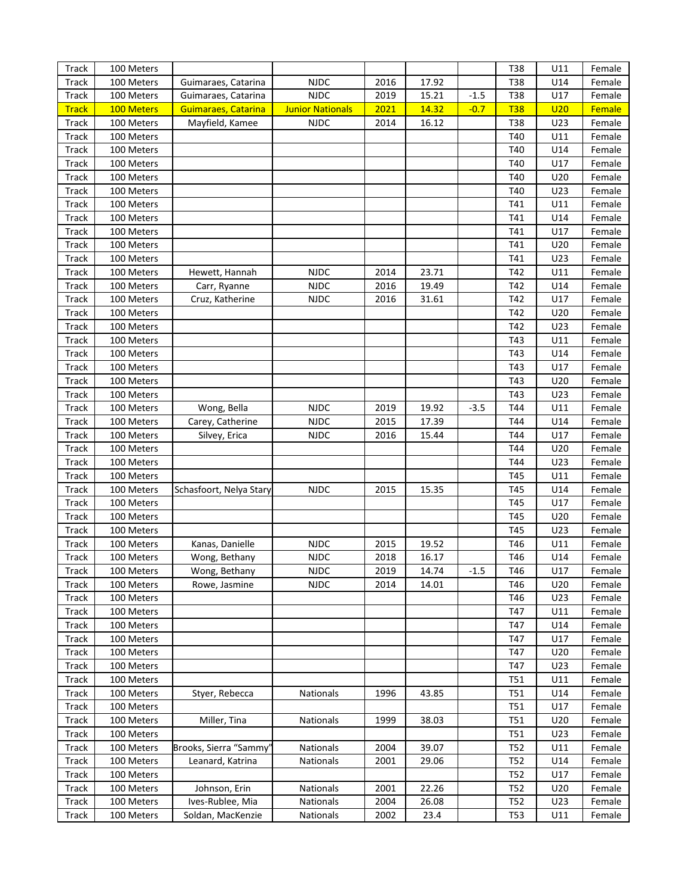| Track | 100 Meters | | | | | | T38 | U11 | Female |
|---|---|---|---|---|---|---|---|---|---|
| Track | 100 Meters | Guimaraes, Catarina | NJDC | 2016 | 17.92 | | T38 | U14 | Female |
| Track | 100 Meters | Guimaraes, Catarina | NJDC | 2019 | 15.21 | -1.5 | T38 | U17 | Female |
| Track | 100 Meters | Guimaraes, Catarina | Junior Nationals | 2021 | 14.32 | -0.7 | T38 | U20 | Female |
| Track | 100 Meters | Mayfield, Kamee | NJDC | 2014 | 16.12 | | T38 | U23 | Female |
| Track | 100 Meters | | | | | | T40 | U11 | Female |
| Track | 100 Meters | | | | | | T40 | U14 | Female |
| Track | 100 Meters | | | | | | T40 | U17 | Female |
| Track | 100 Meters | | | | | | T40 | U20 | Female |
| Track | 100 Meters | | | | | | T40 | U23 | Female |
| Track | 100 Meters | | | | | | T41 | U11 | Female |
| Track | 100 Meters | | | | | | T41 | U14 | Female |
| Track | 100 Meters | | | | | | T41 | U17 | Female |
| Track | 100 Meters | | | | | | T41 | U20 | Female |
| Track | 100 Meters | | | | | | T41 | U23 | Female |
| Track | 100 Meters | Hewett, Hannah | NJDC | 2014 | 23.71 | | T42 | U11 | Female |
| Track | 100 Meters | Carr, Ryanne | NJDC | 2016 | 19.49 | | T42 | U14 | Female |
| Track | 100 Meters | Cruz, Katherine | NJDC | 2016 | 31.61 | | T42 | U17 | Female |
| Track | 100 Meters | | | | | | T42 | U20 | Female |
| Track | 100 Meters | | | | | | T42 | U23 | Female |
| Track | 100 Meters | | | | | | T43 | U11 | Female |
| Track | 100 Meters | | | | | | T43 | U14 | Female |
| Track | 100 Meters | | | | | | T43 | U17 | Female |
| Track | 100 Meters | | | | | | T43 | U20 | Female |
| Track | 100 Meters | | | | | | T43 | U23 | Female |
| Track | 100 Meters | Wong, Bella | NJDC | 2019 | 19.92 | -3.5 | T44 | U11 | Female |
| Track | 100 Meters | Carey, Catherine | NJDC | 2015 | 17.39 | | T44 | U14 | Female |
| Track | 100 Meters | Silvey, Erica | NJDC | 2016 | 15.44 | | T44 | U17 | Female |
| Track | 100 Meters | | | | | | T44 | U20 | Female |
| Track | 100 Meters | | | | | | T44 | U23 | Female |
| Track | 100 Meters | | | | | | T45 | U11 | Female |
| Track | 100 Meters | Schasfoort, Nelya Stary | NJDC | 2015 | 15.35 | | T45 | U14 | Female |
| Track | 100 Meters | | | | | | T45 | U17 | Female |
| Track | 100 Meters | | | | | | T45 | U20 | Female |
| Track | 100 Meters | | | | | | T45 | U23 | Female |
| Track | 100 Meters | Kanas, Danielle | NJDC | 2015 | 19.52 | | T46 | U11 | Female |
| Track | 100 Meters | Wong, Bethany | NJDC | 2018 | 16.17 | | T46 | U14 | Female |
| Track | 100 Meters | Wong, Bethany | NJDC | 2019 | 14.74 | -1.5 | T46 | U17 | Female |
| Track | 100 Meters | Rowe, Jasmine | NJDC | 2014 | 14.01 | | T46 | U20 | Female |
| Track | 100 Meters | | | | | | T46 | U23 | Female |
| Track | 100 Meters | | | | | | T47 | U11 | Female |
| Track | 100 Meters | | | | | | T47 | U14 | Female |
| Track | 100 Meters | | | | | | T47 | U17 | Female |
| Track | 100 Meters | | | | | | T47 | U20 | Female |
| Track | 100 Meters | | | | | | T47 | U23 | Female |
| Track | 100 Meters | | | | | | T51 | U11 | Female |
| Track | 100 Meters | Styer, Rebecca | Nationals | 1996 | 43.85 | | T51 | U14 | Female |
| Track | 100 Meters | | | | | | T51 | U17 | Female |
| Track | 100 Meters | Miller, Tina | Nationals | 1999 | 38.03 | | T51 | U20 | Female |
| Track | 100 Meters | | | | | | T51 | U23 | Female |
| Track | 100 Meters | Brooks, Sierra "Sammy" | Nationals | 2004 | 39.07 | | T52 | U11 | Female |
| Track | 100 Meters | Leanard, Katrina | Nationals | 2001 | 29.06 | | T52 | U14 | Female |
| Track | 100 Meters | | | | | | T52 | U17 | Female |
| Track | 100 Meters | Johnson, Erin | Nationals | 2001 | 22.26 | | T52 | U20 | Female |
| Track | 100 Meters | Ives-Rublee, Mia | Nationals | 2004 | 26.08 | | T52 | U23 | Female |
| Track | 100 Meters | Soldan, MacKenzie | Nationals | 2002 | 23.4 | | T53 | U11 | Female |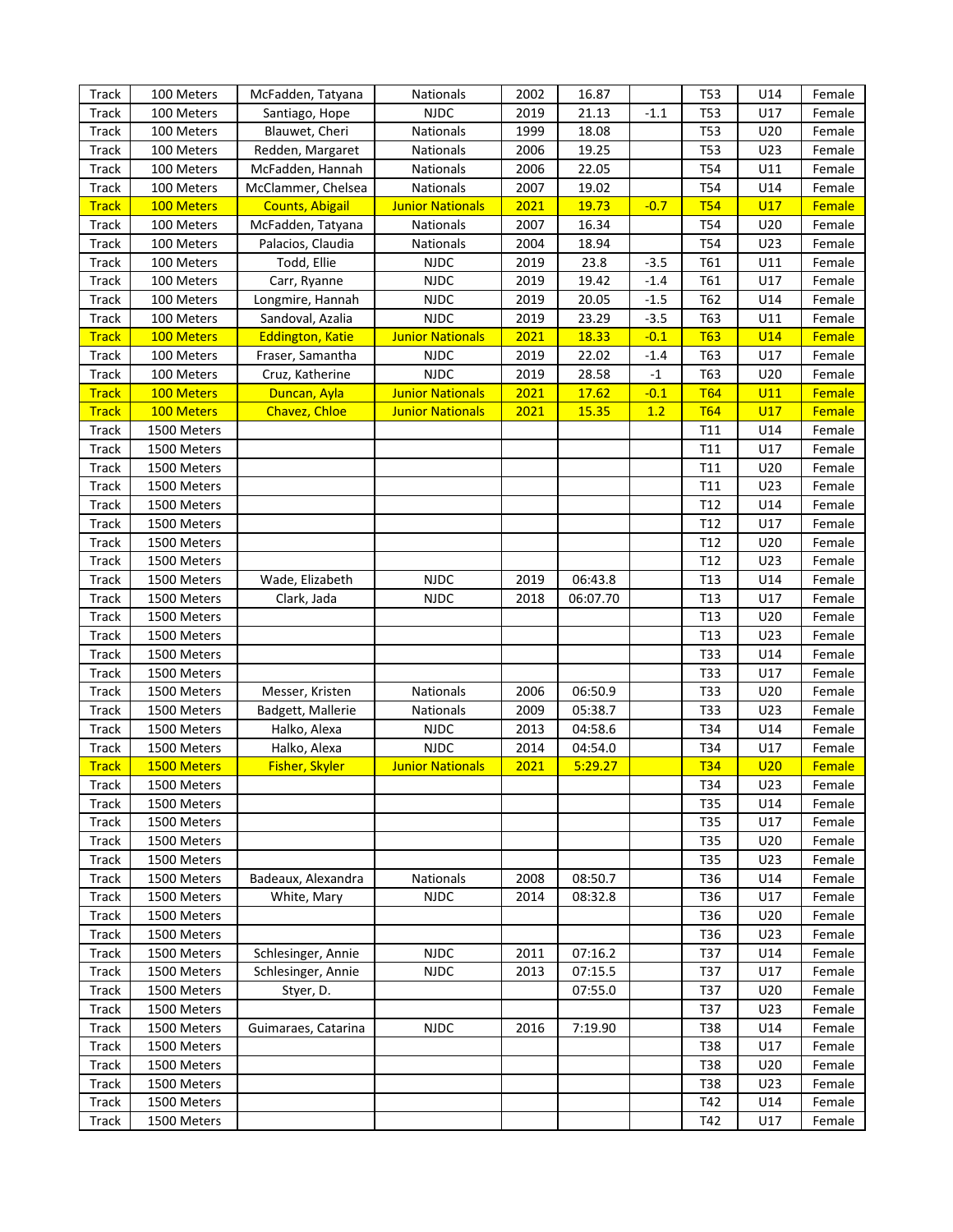| Track | 100 Meters | McFadden, Tatyana | Nationals | 2002 | 16.87 | | T53 | U14 | Female |
|---|---|---|---|---|---|---|---|---|---|
| Track | 100 Meters | Santiago, Hope | NJDC | 2019 | 21.13 | -1.1 | T53 | U17 | Female |
| Track | 100 Meters | Blauwet, Cheri | Nationals | 1999 | 18.08 | | T53 | U20 | Female |
| Track | 100 Meters | Redden, Margaret | Nationals | 2006 | 19.25 | | T53 | U23 | Female |
| Track | 100 Meters | McFadden, Hannah | Nationals | 2006 | 22.05 | | T54 | U11 | Female |
| Track | 100 Meters | McClammer, Chelsea | Nationals | 2007 | 19.02 | | T54 | U14 | Female |
| Track | 100 Meters | Counts, Abigail | Junior Nationals | 2021 | 19.73 | -0.7 | T54 | U17 | Female |
| Track | 100 Meters | McFadden, Tatyana | Nationals | 2007 | 16.34 | | T54 | U20 | Female |
| Track | 100 Meters | Palacios, Claudia | Nationals | 2004 | 18.94 | | T54 | U23 | Female |
| Track | 100 Meters | Todd, Ellie | NJDC | 2019 | 23.8 | -3.5 | T61 | U11 | Female |
| Track | 100 Meters | Carr, Ryanne | NJDC | 2019 | 19.42 | -1.4 | T61 | U17 | Female |
| Track | 100 Meters | Longmire, Hannah | NJDC | 2019 | 20.05 | -1.5 | T62 | U14 | Female |
| Track | 100 Meters | Sandoval, Azalia | NJDC | 2019 | 23.29 | -3.5 | T63 | U11 | Female |
| Track | 100 Meters | Eddington, Katie | Junior Nationals | 2021 | 18.33 | -0.1 | T63 | U14 | Female |
| Track | 100 Meters | Fraser, Samantha | NJDC | 2019 | 22.02 | -1.4 | T63 | U17 | Female |
| Track | 100 Meters | Cruz, Katherine | NJDC | 2019 | 28.58 | -1 | T63 | U20 | Female |
| Track | 100 Meters | Duncan, Ayla | Junior Nationals | 2021 | 17.62 | -0.1 | T64 | U11 | Female |
| Track | 100 Meters | Chavez, Chloe | Junior Nationals | 2021 | 15.35 | 1.2 | T64 | U17 | Female |
| Track | 1500 Meters | | | | | | T11 | U14 | Female |
| Track | 1500 Meters | | | | | | T11 | U17 | Female |
| Track | 1500 Meters | | | | | | T11 | U20 | Female |
| Track | 1500 Meters | | | | | | T11 | U23 | Female |
| Track | 1500 Meters | | | | | | T12 | U14 | Female |
| Track | 1500 Meters | | | | | | T12 | U17 | Female |
| Track | 1500 Meters | | | | | | T12 | U20 | Female |
| Track | 1500 Meters | | | | | | T12 | U23 | Female |
| Track | 1500 Meters | Wade, Elizabeth | NJDC | 2019 | 06:43.8 | | T13 | U14 | Female |
| Track | 1500 Meters | Clark, Jada | NJDC | 2018 | 06:07.70 | | T13 | U17 | Female |
| Track | 1500 Meters | | | | | | T13 | U20 | Female |
| Track | 1500 Meters | | | | | | T13 | U23 | Female |
| Track | 1500 Meters | | | | | | T33 | U14 | Female |
| Track | 1500 Meters | | | | | | T33 | U17 | Female |
| Track | 1500 Meters | Messer, Kristen | Nationals | 2006 | 06:50.9 | | T33 | U20 | Female |
| Track | 1500 Meters | Badgett, Mallerie | Nationals | 2009 | 05:38.7 | | T33 | U23 | Female |
| Track | 1500 Meters | Halko, Alexa | NJDC | 2013 | 04:58.6 | | T34 | U14 | Female |
| Track | 1500 Meters | Halko, Alexa | NJDC | 2014 | 04:54.0 | | T34 | U17 | Female |
| Track | 1500 Meters | Fisher, Skyler | Junior Nationals | 2021 | 5:29.27 | | T34 | U20 | Female |
| Track | 1500 Meters | | | | | | T34 | U23 | Female |
| Track | 1500 Meters | | | | | | T35 | U14 | Female |
| Track | 1500 Meters | | | | | | T35 | U17 | Female |
| Track | 1500 Meters | | | | | | T35 | U20 | Female |
| Track | 1500 Meters | | | | | | T35 | U23 | Female |
| Track | 1500 Meters | Badeaux, Alexandra | Nationals | 2008 | 08:50.7 | | T36 | U14 | Female |
| Track | 1500 Meters | White, Mary | NJDC | 2014 | 08:32.8 | | T36 | U17 | Female |
| Track | 1500 Meters | | | | | | T36 | U20 | Female |
| Track | 1500 Meters | | | | | | T36 | U23 | Female |
| Track | 1500 Meters | Schlesinger, Annie | NJDC | 2011 | 07:16.2 | | T37 | U14 | Female |
| Track | 1500 Meters | Schlesinger, Annie | NJDC | 2013 | 07:15.5 | | T37 | U17 | Female |
| Track | 1500 Meters | Styer, D. | | | 07:55.0 | | T37 | U20 | Female |
| Track | 1500 Meters | | | | | | T37 | U23 | Female |
| Track | 1500 Meters | Guimaraes, Catarina | NJDC | 2016 | 7:19.90 | | T38 | U14 | Female |
| Track | 1500 Meters | | | | | | T38 | U17 | Female |
| Track | 1500 Meters | | | | | | T38 | U20 | Female |
| Track | 1500 Meters | | | | | | T38 | U23 | Female |
| Track | 1500 Meters | | | | | | T42 | U14 | Female |
| Track | 1500 Meters | | | | | | T42 | U17 | Female |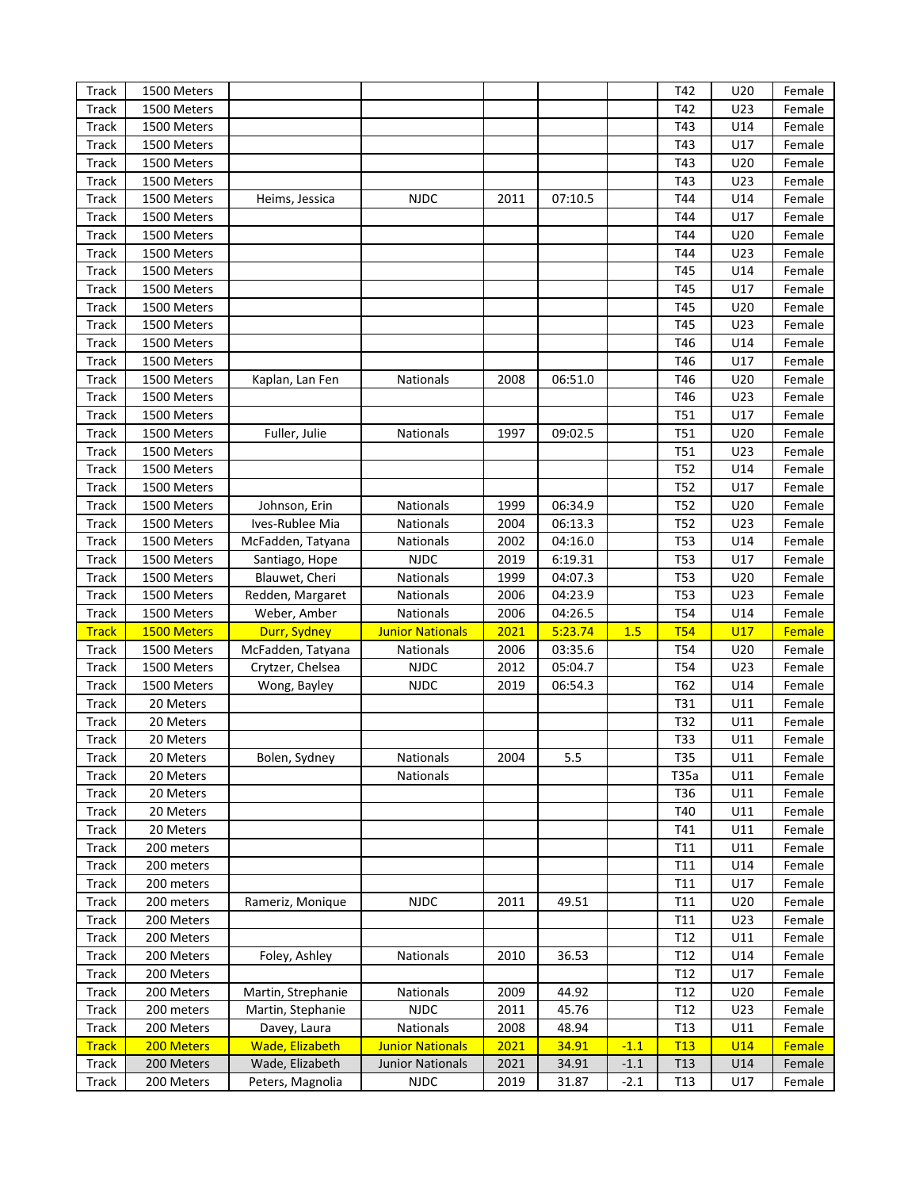| | | | | | | | | | |
|---|---|---|---|---|---|---|---|---|---|
| Track | 1500 Meters | | | | | | T42 | U20 | Female |
| Track | 1500 Meters | | | | | | T42 | U23 | Female |
| Track | 1500 Meters | | | | | | T43 | U14 | Female |
| Track | 1500 Meters | | | | | | T43 | U17 | Female |
| Track | 1500 Meters | | | | | | T43 | U20 | Female |
| Track | 1500 Meters | | | | | | T43 | U23 | Female |
| Track | 1500 Meters | Heims, Jessica | NJDC | 2011 | 07:10.5 | | T44 | U14 | Female |
| Track | 1500 Meters | | | | | | T44 | U17 | Female |
| Track | 1500 Meters | | | | | | T44 | U20 | Female |
| Track | 1500 Meters | | | | | | T44 | U23 | Female |
| Track | 1500 Meters | | | | | | T45 | U14 | Female |
| Track | 1500 Meters | | | | | | T45 | U17 | Female |
| Track | 1500 Meters | | | | | | T45 | U20 | Female |
| Track | 1500 Meters | | | | | | T45 | U23 | Female |
| Track | 1500 Meters | | | | | | T46 | U14 | Female |
| Track | 1500 Meters | | | | | | T46 | U17 | Female |
| Track | 1500 Meters | Kaplan, Lan Fen | Nationals | 2008 | 06:51.0 | | T46 | U20 | Female |
| Track | 1500 Meters | | | | | | T46 | U23 | Female |
| Track | 1500 Meters | | | | | | T51 | U17 | Female |
| Track | 1500 Meters | Fuller, Julie | Nationals | 1997 | 09:02.5 | | T51 | U20 | Female |
| Track | 1500 Meters | | | | | | T51 | U23 | Female |
| Track | 1500 Meters | | | | | | T52 | U14 | Female |
| Track | 1500 Meters | | | | | | T52 | U17 | Female |
| Track | 1500 Meters | Johnson, Erin | Nationals | 1999 | 06:34.9 | | T52 | U20 | Female |
| Track | 1500 Meters | Ives-Rublee Mia | Nationals | 2004 | 06:13.3 | | T52 | U23 | Female |
| Track | 1500 Meters | McFadden, Tatyana | Nationals | 2002 | 04:16.0 | | T53 | U14 | Female |
| Track | 1500 Meters | Santiago, Hope | NJDC | 2019 | 6:19.31 | | T53 | U17 | Female |
| Track | 1500 Meters | Blauwet, Cheri | Nationals | 1999 | 04:07.3 | | T53 | U20 | Female |
| Track | 1500 Meters | Redden, Margaret | Nationals | 2006 | 04:23.9 | | T53 | U23 | Female |
| Track | 1500 Meters | Weber, Amber | Nationals | 2006 | 04:26.5 | | T54 | U14 | Female |
| Track | 1500 Meters | Durr, Sydney | Junior Nationals | 2021 | 5:23.74 | 1.5 | T54 | U17 | Female |
| Track | 1500 Meters | McFadden, Tatyana | Nationals | 2006 | 03:35.6 | | T54 | U20 | Female |
| Track | 1500 Meters | Crytzer, Chelsea | NJDC | 2012 | 05:04.7 | | T54 | U23 | Female |
| Track | 1500 Meters | Wong, Bayley | NJDC | 2019 | 06:54.3 | | T62 | U14 | Female |
| Track | 20 Meters | | | | | | T31 | U11 | Female |
| Track | 20 Meters | | | | | | T32 | U11 | Female |
| Track | 20 Meters | | | | | | T33 | U11 | Female |
| Track | 20 Meters | Bolen, Sydney | Nationals | 2004 | 5.5 | | T35 | U11 | Female |
| Track | 20 Meters | | Nationals | | | | T35a | U11 | Female |
| Track | 20 Meters | | | | | | T36 | U11 | Female |
| Track | 20 Meters | | | | | | T40 | U11 | Female |
| Track | 20 Meters | | | | | | T41 | U11 | Female |
| Track | 200 meters | | | | | | T11 | U11 | Female |
| Track | 200 meters | | | | | | T11 | U14 | Female |
| Track | 200 meters | | | | | | T11 | U17 | Female |
| Track | 200 meters | Rameriz, Monique | NJDC | 2011 | 49.51 | | T11 | U20 | Female |
| Track | 200 Meters | | | | | | T11 | U23 | Female |
| Track | 200 Meters | | | | | | T12 | U11 | Female |
| Track | 200 Meters | Foley, Ashley | Nationals | 2010 | 36.53 | | T12 | U14 | Female |
| Track | 200 Meters | | | | | | T12 | U17 | Female |
| Track | 200 Meters | Martin, Strephanie | Nationals | 2009 | 44.92 | | T12 | U20 | Female |
| Track | 200 meters | Martin, Stephanie | NJDC | 2011 | 45.76 | | T12 | U23 | Female |
| Track | 200 Meters | Davey, Laura | Nationals | 2008 | 48.94 | | T13 | U11 | Female |
| Track | 200 Meters | Wade, Elizabeth | Junior Nationals | 2021 | 34.91 | -1.1 | T13 | U14 | Female |
| Track | 200 Meters | Wade, Elizabeth | Junior Nationals | 2021 | 34.91 | -1.1 | T13 | U14 | Female |
| Track | 200 Meters | Peters, Magnolia | NJDC | 2019 | 31.87 | -2.1 | T13 | U17 | Female |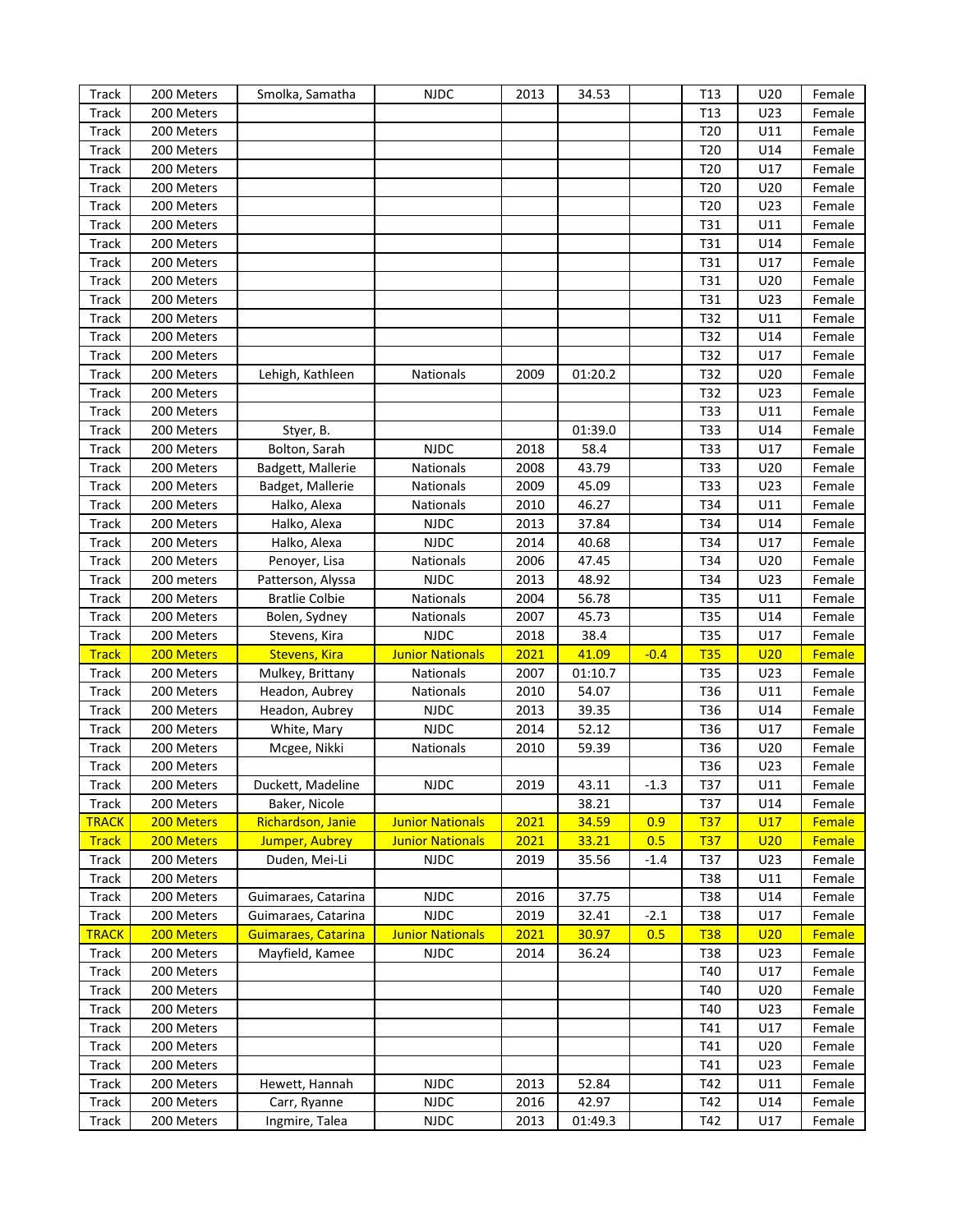| Track | 200 Meters | Smolka, Samatha | NJDC | 2013 | 34.53 | | T13 | U20 | Female |
|---|---|---|---|---|---|---|---|---|---|
| Track | 200 Meters | | | | | | T13 | U23 | Female |
| Track | 200 Meters | | | | | | T20 | U11 | Female |
| Track | 200 Meters | | | | | | T20 | U14 | Female |
| Track | 200 Meters | | | | | | T20 | U17 | Female |
| Track | 200 Meters | | | | | | T20 | U20 | Female |
| Track | 200 Meters | | | | | | T20 | U23 | Female |
| Track | 200 Meters | | | | | | T31 | U11 | Female |
| Track | 200 Meters | | | | | | T31 | U14 | Female |
| Track | 200 Meters | | | | | | T31 | U17 | Female |
| Track | 200 Meters | | | | | | T31 | U20 | Female |
| Track | 200 Meters | | | | | | T31 | U23 | Female |
| Track | 200 Meters | | | | | | T32 | U11 | Female |
| Track | 200 Meters | | | | | | T32 | U14 | Female |
| Track | 200 Meters | | | | | | T32 | U17 | Female |
| Track | 200 Meters | Lehigh, Kathleen | Nationals | 2009 | 01:20.2 | | T32 | U20 | Female |
| Track | 200 Meters | | | | | | T32 | U23 | Female |
| Track | 200 Meters | | | | | | T33 | U11 | Female |
| Track | 200 Meters | Styer, B. | | | 01:39.0 | | T33 | U14 | Female |
| Track | 200 Meters | Bolton, Sarah | NJDC | 2018 | 58.4 | | T33 | U17 | Female |
| Track | 200 Meters | Badgett, Mallerie | Nationals | 2008 | 43.79 | | T33 | U20 | Female |
| Track | 200 Meters | Badget, Mallerie | Nationals | 2009 | 45.09 | | T33 | U23 | Female |
| Track | 200 Meters | Halko, Alexa | Nationals | 2010 | 46.27 | | T34 | U11 | Female |
| Track | 200 Meters | Halko, Alexa | NJDC | 2013 | 37.84 | | T34 | U14 | Female |
| Track | 200 Meters | Halko, Alexa | NJDC | 2014 | 40.68 | | T34 | U17 | Female |
| Track | 200 Meters | Penoyer, Lisa | Nationals | 2006 | 47.45 | | T34 | U20 | Female |
| Track | 200 meters | Patterson, Alyssa | NJDC | 2013 | 48.92 | | T34 | U23 | Female |
| Track | 200 Meters | Bratlie Colbie | Nationals | 2004 | 56.78 | | T35 | U11 | Female |
| Track | 200 Meters | Bolen, Sydney | Nationals | 2007 | 45.73 | | T35 | U14 | Female |
| Track | 200 Meters | Stevens, Kira | NJDC | 2018 | 38.4 | | T35 | U17 | Female |
| Track | 200 Meters | Stevens, Kira | Junior Nationals | 2021 | 41.09 | -0.4 | T35 | U20 | Female |
| Track | 200 Meters | Mulkey, Brittany | Nationals | 2007 | 01:10.7 | | T35 | U23 | Female |
| Track | 200 Meters | Headon, Aubrey | Nationals | 2010 | 54.07 | | T36 | U11 | Female |
| Track | 200 Meters | Headon, Aubrey | NJDC | 2013 | 39.35 | | T36 | U14 | Female |
| Track | 200 Meters | White, Mary | NJDC | 2014 | 52.12 | | T36 | U17 | Female |
| Track | 200 Meters | Mcgee, Nikki | Nationals | 2010 | 59.39 | | T36 | U20 | Female |
| Track | 200 Meters | | | | | | T36 | U23 | Female |
| Track | 200 Meters | Duckett, Madeline | NJDC | 2019 | 43.11 | -1.3 | T37 | U11 | Female |
| Track | 200 Meters | Baker, Nicole | | | 38.21 | | T37 | U14 | Female |
| TRACK | 200 Meters | Richardson, Janie | Junior Nationals | 2021 | 34.59 | 0.9 | T37 | U17 | Female |
| Track | 200 Meters | Jumper, Aubrey | Junior Nationals | 2021 | 33.21 | 0.5 | T37 | U20 | Female |
| Track | 200 Meters | Duden, Mei-Li | NJDC | 2019 | 35.56 | -1.4 | T37 | U23 | Female |
| Track | 200 Meters | | | | | | T38 | U11 | Female |
| Track | 200 Meters | Guimaraes, Catarina | NJDC | 2016 | 37.75 | | T38 | U14 | Female |
| Track | 200 Meters | Guimaraes, Catarina | NJDC | 2019 | 32.41 | -2.1 | T38 | U17 | Female |
| TRACK | 200 Meters | Guimaraes, Catarina | Junior Nationals | 2021 | 30.97 | 0.5 | T38 | U20 | Female |
| Track | 200 Meters | Mayfield, Kamee | NJDC | 2014 | 36.24 | | T38 | U23 | Female |
| Track | 200 Meters | | | | | | T40 | U17 | Female |
| Track | 200 Meters | | | | | | T40 | U20 | Female |
| Track | 200 Meters | | | | | | T40 | U23 | Female |
| Track | 200 Meters | | | | | | T41 | U17 | Female |
| Track | 200 Meters | | | | | | T41 | U20 | Female |
| Track | 200 Meters | | | | | | T41 | U23 | Female |
| Track | 200 Meters | Hewett, Hannah | NJDC | 2013 | 52.84 | | T42 | U11 | Female |
| Track | 200 Meters | Carr, Ryanne | NJDC | 2016 | 42.97 | | T42 | U14 | Female |
| Track | 200 Meters | Ingmire, Talea | NJDC | 2013 | 01:49.3 | | T42 | U17 | Female |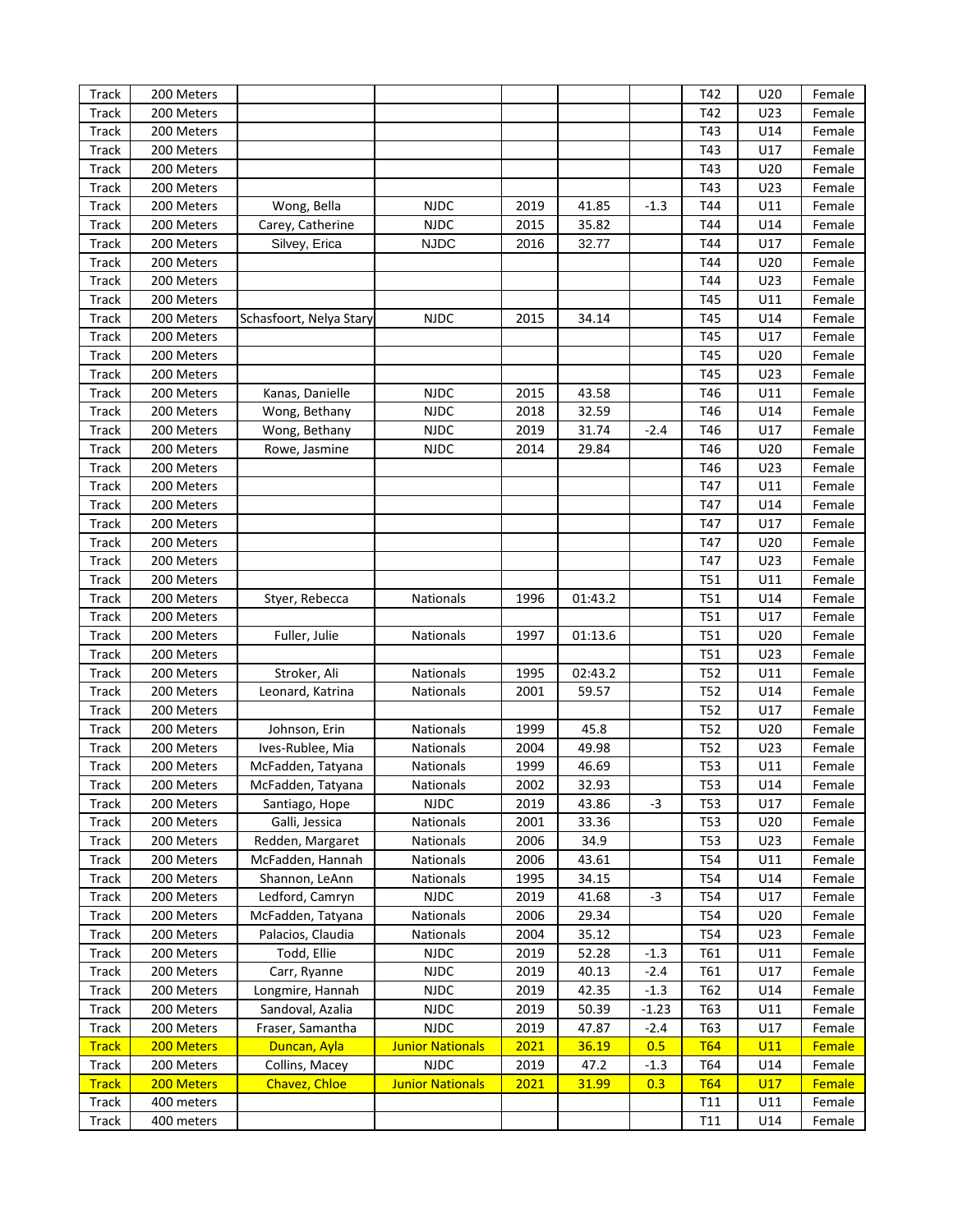| | | | | | | | | | |
|---|---|---|---|---|---|---|---|---|---|
| Track | 200 Meters | | | | | | T42 | U20 | Female |
| Track | 200 Meters | | | | | | T42 | U23 | Female |
| Track | 200 Meters | | | | | | T43 | U14 | Female |
| Track | 200 Meters | | | | | | T43 | U17 | Female |
| Track | 200 Meters | | | | | | T43 | U20 | Female |
| Track | 200 Meters | | | | | | T43 | U23 | Female |
| Track | 200 Meters | Wong, Bella | NJDC | 2019 | 41.85 | -1.3 | T44 | U11 | Female |
| Track | 200 Meters | Carey, Catherine | NJDC | 2015 | 35.82 | | T44 | U14 | Female |
| Track | 200 Meters | Silvey, Erica | NJDC | 2016 | 32.77 | | T44 | U17 | Female |
| Track | 200 Meters | | | | | | T44 | U20 | Female |
| Track | 200 Meters | | | | | | T44 | U23 | Female |
| Track | 200 Meters | | | | | | T45 | U11 | Female |
| Track | 200 Meters | Schasfoort, Nelya Stary | NJDC | 2015 | 34.14 | | T45 | U14 | Female |
| Track | 200 Meters | | | | | | T45 | U17 | Female |
| Track | 200 Meters | | | | | | T45 | U20 | Female |
| Track | 200 Meters | | | | | | T45 | U23 | Female |
| Track | 200 Meters | Kanas, Danielle | NJDC | 2015 | 43.58 | | T46 | U11 | Female |
| Track | 200 Meters | Wong, Bethany | NJDC | 2018 | 32.59 | | T46 | U14 | Female |
| Track | 200 Meters | Wong, Bethany | NJDC | 2019 | 31.74 | -2.4 | T46 | U17 | Female |
| Track | 200 Meters | Rowe, Jasmine | NJDC | 2014 | 29.84 | | T46 | U20 | Female |
| Track | 200 Meters | | | | | | T46 | U23 | Female |
| Track | 200 Meters | | | | | | T47 | U11 | Female |
| Track | 200 Meters | | | | | | T47 | U14 | Female |
| Track | 200 Meters | | | | | | T47 | U17 | Female |
| Track | 200 Meters | | | | | | T47 | U20 | Female |
| Track | 200 Meters | | | | | | T47 | U23 | Female |
| Track | 200 Meters | | | | | | T51 | U11 | Female |
| Track | 200 Meters | Styer, Rebecca | Nationals | 1996 | 01:43.2 | | T51 | U14 | Female |
| Track | 200 Meters | | | | | | T51 | U17 | Female |
| Track | 200 Meters | Fuller, Julie | Nationals | 1997 | 01:13.6 | | T51 | U20 | Female |
| Track | 200 Meters | | | | | | T51 | U23 | Female |
| Track | 200 Meters | Stroker, Ali | Nationals | 1995 | 02:43.2 | | T52 | U11 | Female |
| Track | 200 Meters | Leonard, Katrina | Nationals | 2001 | 59.57 | | T52 | U14 | Female |
| Track | 200 Meters | | | | | | T52 | U17 | Female |
| Track | 200 Meters | Johnson, Erin | Nationals | 1999 | 45.8 | | T52 | U20 | Female |
| Track | 200 Meters | Ives-Rublee, Mia | Nationals | 2004 | 49.98 | | T52 | U23 | Female |
| Track | 200 Meters | McFadden, Tatyana | Nationals | 1999 | 46.69 | | T53 | U11 | Female |
| Track | 200 Meters | McFadden, Tatyana | Nationals | 2002 | 32.93 | | T53 | U14 | Female |
| Track | 200 Meters | Santiago, Hope | NJDC | 2019 | 43.86 | -3 | T53 | U17 | Female |
| Track | 200 Meters | Galli, Jessica | Nationals | 2001 | 33.36 | | T53 | U20 | Female |
| Track | 200 Meters | Redden, Margaret | Nationals | 2006 | 34.9 | | T53 | U23 | Female |
| Track | 200 Meters | McFadden, Hannah | Nationals | 2006 | 43.61 | | T54 | U11 | Female |
| Track | 200 Meters | Shannon, LeAnn | Nationals | 1995 | 34.15 | | T54 | U14 | Female |
| Track | 200 Meters | Ledford, Camryn | NJDC | 2019 | 41.68 | -3 | T54 | U17 | Female |
| Track | 200 Meters | McFadden, Tatyana | Nationals | 2006 | 29.34 | | T54 | U20 | Female |
| Track | 200 Meters | Palacios, Claudia | Nationals | 2004 | 35.12 | | T54 | U23 | Female |
| Track | 200 Meters | Todd, Ellie | NJDC | 2019 | 52.28 | -1.3 | T61 | U11 | Female |
| Track | 200 Meters | Carr, Ryanne | NJDC | 2019 | 40.13 | -2.4 | T61 | U17 | Female |
| Track | 200 Meters | Longmire, Hannah | NJDC | 2019 | 42.35 | -1.3 | T62 | U14 | Female |
| Track | 200 Meters | Sandoval, Azalia | NJDC | 2019 | 50.39 | -1.23 | T63 | U11 | Female |
| Track | 200 Meters | Fraser, Samantha | NJDC | 2019 | 47.87 | -2.4 | T63 | U17 | Female |
| Track | 200 Meters | Duncan, Ayla | Junior Nationals | 2021 | 36.19 | 0.5 | T64 | U11 | Female |
| Track | 200 Meters | Collins, Macey | NJDC | 2019 | 47.2 | -1.3 | T64 | U14 | Female |
| Track | 200 Meters | Chavez, Chloe | Junior Nationals | 2021 | 31.99 | 0.3 | T64 | U17 | Female |
| Track | 400 meters | | | | | | T11 | U11 | Female |
| Track | 400 meters | | | | | | T11 | U14 | Female |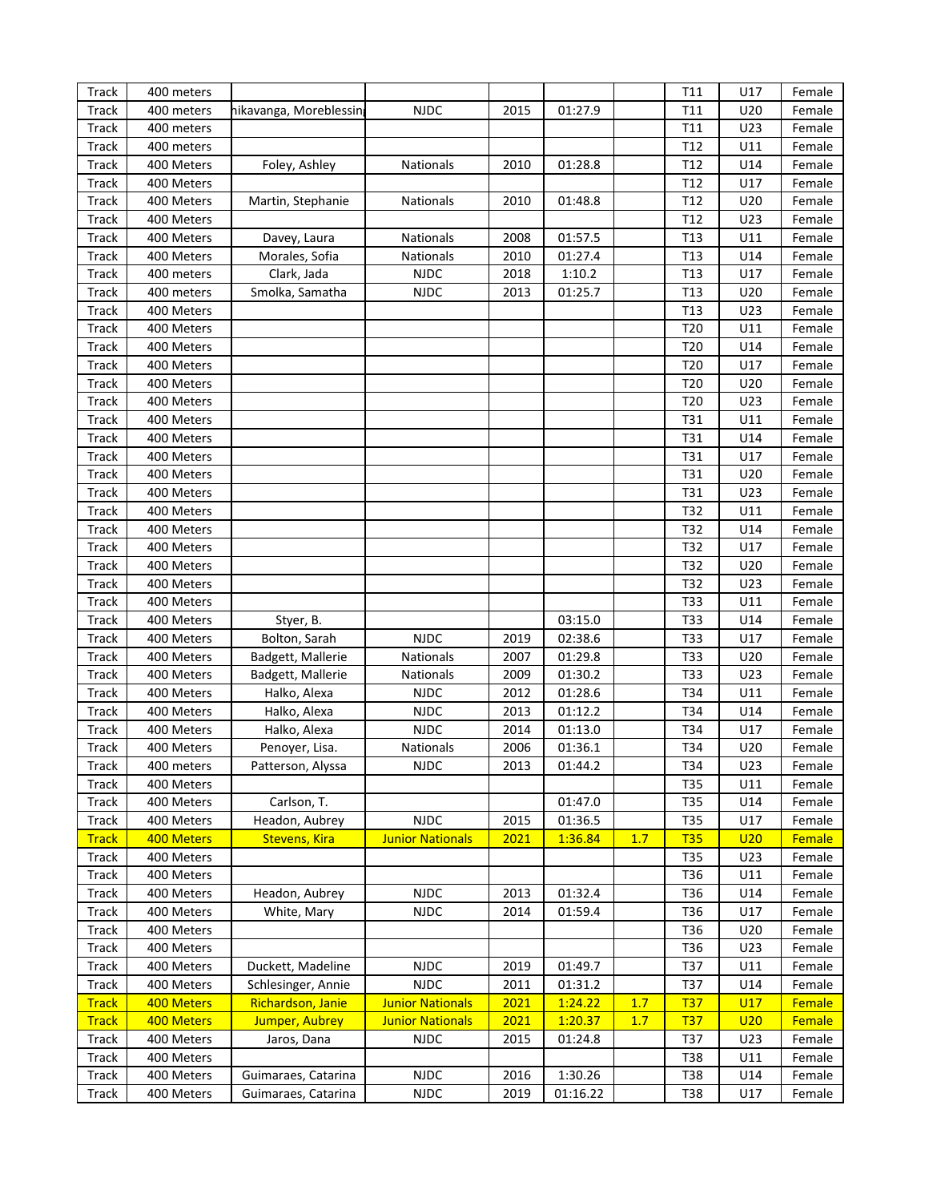| Track | 400 meters | | | | | | T11 | U17 | Female |
|---|---|---|---|---|---|---|---|---|---|
| Track | 400 meters | hikavanga, Moreblessin | NJDC | 2015 | 01:27.9 | | T11 | U20 | Female |
| Track | 400 meters | | | | | | T11 | U23 | Female |
| Track | 400 meters | | | | | | T12 | U11 | Female |
| Track | 400 Meters | Foley, Ashley | Nationals | 2010 | 01:28.8 | | T12 | U14 | Female |
| Track | 400 Meters | | | | | | T12 | U17 | Female |
| Track | 400 Meters | Martin, Stephanie | Nationals | 2010 | 01:48.8 | | T12 | U20 | Female |
| Track | 400 Meters | | | | | | T12 | U23 | Female |
| Track | 400 Meters | Davey, Laura | Nationals | 2008 | 01:57.5 | | T13 | U11 | Female |
| Track | 400 Meters | Morales, Sofia | Nationals | 2010 | 01:27.4 | | T13 | U14 | Female |
| Track | 400 meters | Clark, Jada | NJDC | 2018 | 1:10.2 | | T13 | U17 | Female |
| Track | 400 meters | Smolka, Samatha | NJDC | 2013 | 01:25.7 | | T13 | U20 | Female |
| Track | 400 Meters | | | | | | T13 | U23 | Female |
| Track | 400 Meters | | | | | | T20 | U11 | Female |
| Track | 400 Meters | | | | | | T20 | U14 | Female |
| Track | 400 Meters | | | | | | T20 | U17 | Female |
| Track | 400 Meters | | | | | | T20 | U20 | Female |
| Track | 400 Meters | | | | | | T20 | U23 | Female |
| Track | 400 Meters | | | | | | T31 | U11 | Female |
| Track | 400 Meters | | | | | | T31 | U14 | Female |
| Track | 400 Meters | | | | | | T31 | U17 | Female |
| Track | 400 Meters | | | | | | T31 | U20 | Female |
| Track | 400 Meters | | | | | | T31 | U23 | Female |
| Track | 400 Meters | | | | | | T32 | U11 | Female |
| Track | 400 Meters | | | | | | T32 | U14 | Female |
| Track | 400 Meters | | | | | | T32 | U17 | Female |
| Track | 400 Meters | | | | | | T32 | U20 | Female |
| Track | 400 Meters | | | | | | T32 | U23 | Female |
| Track | 400 Meters | | | | | | T33 | U11 | Female |
| Track | 400 Meters | Styer, B. | | | 03:15.0 | | T33 | U14 | Female |
| Track | 400 Meters | Bolton, Sarah | NJDC | 2019 | 02:38.6 | | T33 | U17 | Female |
| Track | 400 Meters | Badgett, Mallerie | Nationals | 2007 | 01:29.8 | | T33 | U20 | Female |
| Track | 400 Meters | Badgett, Mallerie | Nationals | 2009 | 01:30.2 | | T33 | U23 | Female |
| Track | 400 Meters | Halko, Alexa | NJDC | 2012 | 01:28.6 | | T34 | U11 | Female |
| Track | 400 Meters | Halko, Alexa | NJDC | 2013 | 01:12.2 | | T34 | U14 | Female |
| Track | 400 Meters | Halko, Alexa | NJDC | 2014 | 01:13.0 | | T34 | U17 | Female |
| Track | 400 Meters | Penoyer, Lisa. | Nationals | 2006 | 01:36.1 | | T34 | U20 | Female |
| Track | 400 meters | Patterson, Alyssa | NJDC | 2013 | 01:44.2 | | T34 | U23 | Female |
| Track | 400 Meters | | | | | | T35 | U11 | Female |
| Track | 400 Meters | Carlson, T. | | | 01:47.0 | | T35 | U14 | Female |
| Track | 400 Meters | Headon, Aubrey | NJDC | 2015 | 01:36.5 | | T35 | U17 | Female |
| Track | 400 Meters | Stevens, Kira | Junior Nationals | 2021 | 1:36.84 | 1.7 | T35 | U20 | Female |
| Track | 400 Meters | | | | | | T35 | U23 | Female |
| Track | 400 Meters | | | | | | T36 | U11 | Female |
| Track | 400 Meters | Headon, Aubrey | NJDC | 2013 | 01:32.4 | | T36 | U14 | Female |
| Track | 400 Meters | White, Mary | NJDC | 2014 | 01:59.4 | | T36 | U17 | Female |
| Track | 400 Meters | | | | | | T36 | U20 | Female |
| Track | 400 Meters | | | | | | T36 | U23 | Female |
| Track | 400 Meters | Duckett, Madeline | NJDC | 2019 | 01:49.7 | | T37 | U11 | Female |
| Track | 400 Meters | Schlesinger, Annie | NJDC | 2011 | 01:31.2 | | T37 | U14 | Female |
| Track | 400 Meters | Richardson, Janie | Junior Nationals | 2021 | 1:24.22 | 1.7 | T37 | U17 | Female |
| Track | 400 Meters | Jumper, Aubrey | Junior Nationals | 2021 | 1:20.37 | 1.7 | T37 | U20 | Female |
| Track | 400 Meters | Jaros, Dana | NJDC | 2015 | 01:24.8 | | T37 | U23 | Female |
| Track | 400 Meters | | | | | | T38 | U11 | Female |
| Track | 400 Meters | Guimaraes, Catarina | NJDC | 2016 | 1:30.26 | | T38 | U14 | Female |
| Track | 400 Meters | Guimaraes, Catarina | NJDC | 2019 | 01:16.22 | | T38 | U17 | Female |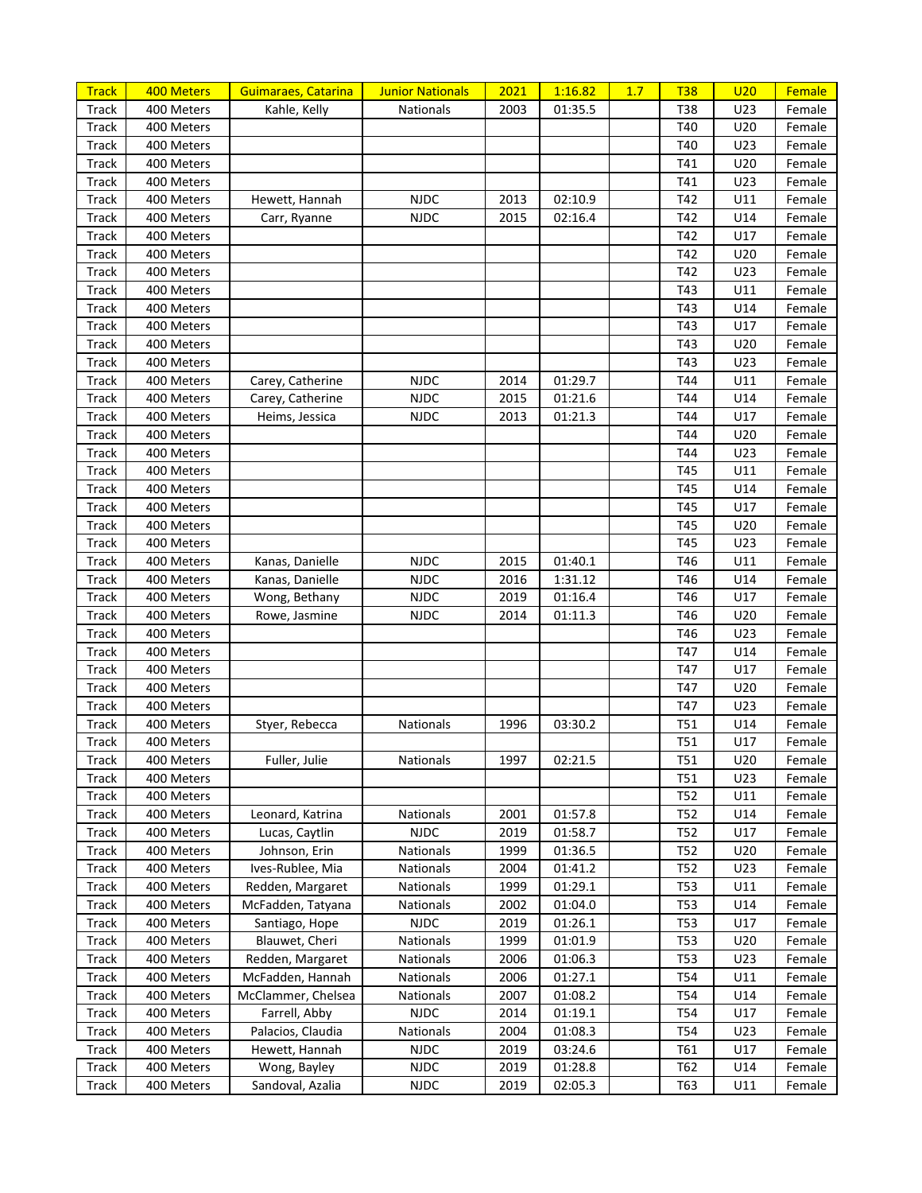| Track | 400 Meters | Guimaraes, Catarina | Junior Nationals | 2021 | 1:16.82 | 1.7 | T38 | U20 | Female |
|---|---|---|---|---|---|---|---|---|---|
| Track | 400 Meters | Kahle, Kelly | Nationals | 2003 | 01:35.5 | | T38 | U23 | Female |
| Track | 400 Meters | | | | | | T40 | U20 | Female |
| Track | 400 Meters | | | | | | T40 | U23 | Female |
| Track | 400 Meters | | | | | | T41 | U20 | Female |
| Track | 400 Meters | | | | | | T41 | U23 | Female |
| Track | 400 Meters | Hewett, Hannah | NJDC | 2013 | 02:10.9 | | T42 | U11 | Female |
| Track | 400 Meters | Carr, Ryanne | NJDC | 2015 | 02:16.4 | | T42 | U14 | Female |
| Track | 400 Meters | | | | | | T42 | U17 | Female |
| Track | 400 Meters | | | | | | T42 | U20 | Female |
| Track | 400 Meters | | | | | | T42 | U23 | Female |
| Track | 400 Meters | | | | | | T43 | U11 | Female |
| Track | 400 Meters | | | | | | T43 | U14 | Female |
| Track | 400 Meters | | | | | | T43 | U17 | Female |
| Track | 400 Meters | | | | | | T43 | U20 | Female |
| Track | 400 Meters | | | | | | T43 | U23 | Female |
| Track | 400 Meters | Carey, Catherine | NJDC | 2014 | 01:29.7 | | T44 | U11 | Female |
| Track | 400 Meters | Carey, Catherine | NJDC | 2015 | 01:21.6 | | T44 | U14 | Female |
| Track | 400 Meters | Heims, Jessica | NJDC | 2013 | 01:21.3 | | T44 | U17 | Female |
| Track | 400 Meters | | | | | | T44 | U20 | Female |
| Track | 400 Meters | | | | | | T44 | U23 | Female |
| Track | 400 Meters | | | | | | T45 | U11 | Female |
| Track | 400 Meters | | | | | | T45 | U14 | Female |
| Track | 400 Meters | | | | | | T45 | U17 | Female |
| Track | 400 Meters | | | | | | T45 | U20 | Female |
| Track | 400 Meters | | | | | | T45 | U23 | Female |
| Track | 400 Meters | Kanas, Danielle | NJDC | 2015 | 01:40.1 | | T46 | U11 | Female |
| Track | 400 Meters | Kanas, Danielle | NJDC | 2016 | 1:31.12 | | T46 | U14 | Female |
| Track | 400 Meters | Wong, Bethany | NJDC | 2019 | 01:16.4 | | T46 | U17 | Female |
| Track | 400 Meters | Rowe, Jasmine | NJDC | 2014 | 01:11.3 | | T46 | U20 | Female |
| Track | 400 Meters | | | | | | T46 | U23 | Female |
| Track | 400 Meters | | | | | | T47 | U14 | Female |
| Track | 400 Meters | | | | | | T47 | U17 | Female |
| Track | 400 Meters | | | | | | T47 | U20 | Female |
| Track | 400 Meters | | | | | | T47 | U23 | Female |
| Track | 400 Meters | Styer, Rebecca | Nationals | 1996 | 03:30.2 | | T51 | U14 | Female |
| Track | 400 Meters | | | | | | T51 | U17 | Female |
| Track | 400 Meters | Fuller, Julie | Nationals | 1997 | 02:21.5 | | T51 | U20 | Female |
| Track | 400 Meters | | | | | | T51 | U23 | Female |
| Track | 400 Meters | | | | | | T52 | U11 | Female |
| Track | 400 Meters | Leonard, Katrina | Nationals | 2001 | 01:57.8 | | T52 | U14 | Female |
| Track | 400 Meters | Lucas, Caytlin | NJDC | 2019 | 01:58.7 | | T52 | U17 | Female |
| Track | 400 Meters | Johnson, Erin | Nationals | 1999 | 01:36.5 | | T52 | U20 | Female |
| Track | 400 Meters | Ives-Rublee, Mia | Nationals | 2004 | 01:41.2 | | T52 | U23 | Female |
| Track | 400 Meters | Redden, Margaret | Nationals | 1999 | 01:29.1 | | T53 | U11 | Female |
| Track | 400 Meters | McFadden, Tatyana | Nationals | 2002 | 01:04.0 | | T53 | U14 | Female |
| Track | 400 Meters | Santiago, Hope | NJDC | 2019 | 01:26.1 | | T53 | U17 | Female |
| Track | 400 Meters | Blauwet, Cheri | Nationals | 1999 | 01:01.9 | | T53 | U20 | Female |
| Track | 400 Meters | Redden, Margaret | Nationals | 2006 | 01:06.3 | | T53 | U23 | Female |
| Track | 400 Meters | McFadden, Hannah | Nationals | 2006 | 01:27.1 | | T54 | U11 | Female |
| Track | 400 Meters | McClammer, Chelsea | Nationals | 2007 | 01:08.2 | | T54 | U14 | Female |
| Track | 400 Meters | Farrell, Abby | NJDC | 2014 | 01:19.1 | | T54 | U17 | Female |
| Track | 400 Meters | Palacios, Claudia | Nationals | 2004 | 01:08.3 | | T54 | U23 | Female |
| Track | 400 Meters | Hewett, Hannah | NJDC | 2019 | 03:24.6 | | T61 | U17 | Female |
| Track | 400 Meters | Wong, Bayley | NJDC | 2019 | 01:28.8 | | T62 | U14 | Female |
| Track | 400 Meters | Sandoval, Azalia | NJDC | 2019 | 02:05.3 | | T63 | U11 | Female |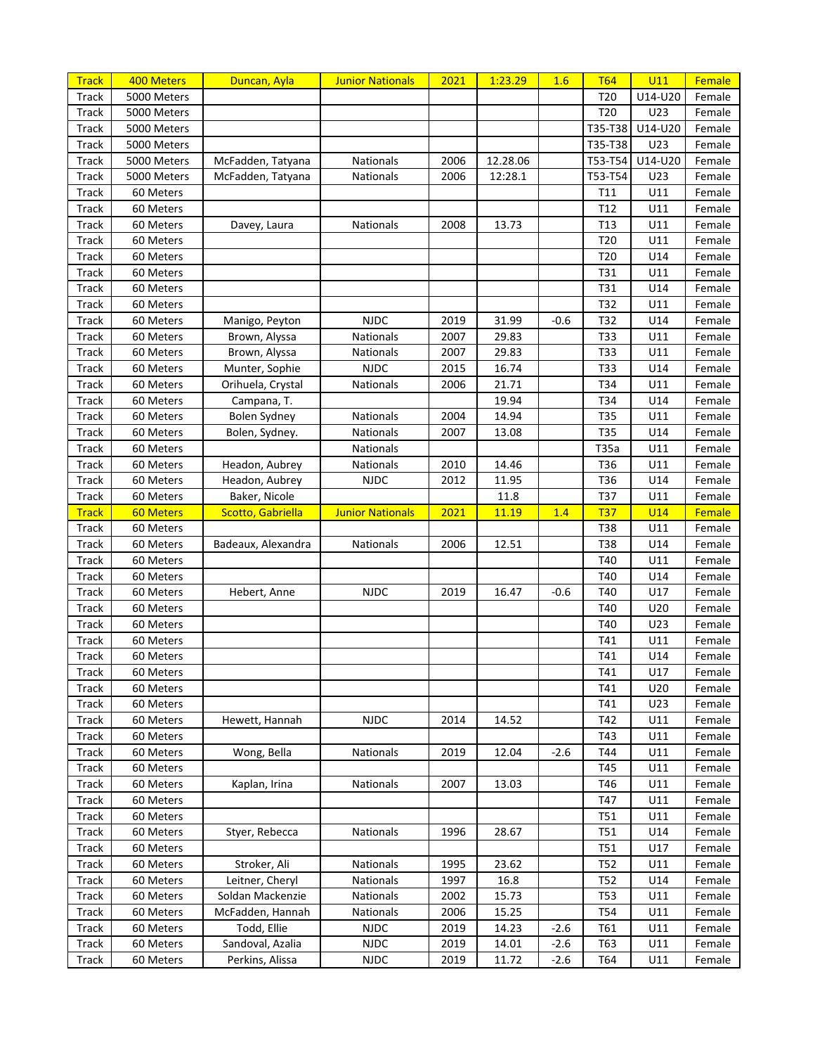| Track | 400 Meters | Duncan, Ayla | Junior Nationals | 2021 | 1:23.29 | 1.6 | T64 | U11 | Female |
|---|---|---|---|---|---|---|---|---|---|
| Track | 5000 Meters | | | | | | T20 | U14-U20 | Female |
| Track | 5000 Meters | | | | | | T20 | U23 | Female |
| Track | 5000 Meters | | | | | | T35-T38 | U14-U20 | Female |
| Track | 5000 Meters | | | | | | T35-T38 | U23 | Female |
| Track | 5000 Meters | McFadden, Tatyana | Nationals | 2006 | 12.28.06 | | T53-T54 | U14-U20 | Female |
| Track | 5000 Meters | McFadden, Tatyana | Nationals | 2006 | 12:28.1 | | T53-T54 | U23 | Female |
| Track | 60 Meters | | | | | | T11 | U11 | Female |
| Track | 60 Meters | | | | | | T12 | U11 | Female |
| Track | 60 Meters | Davey, Laura | Nationals | 2008 | 13.73 | | T13 | U11 | Female |
| Track | 60 Meters | | | | | | T20 | U11 | Female |
| Track | 60 Meters | | | | | | T20 | U14 | Female |
| Track | 60 Meters | | | | | | T31 | U11 | Female |
| Track | 60 Meters | | | | | | T31 | U14 | Female |
| Track | 60 Meters | | | | | | T32 | U11 | Female |
| Track | 60 Meters | Manigo, Peyton | NJDC | 2019 | 31.99 | -0.6 | T32 | U14 | Female |
| Track | 60 Meters | Brown, Alyssa | Nationals | 2007 | 29.83 | | T33 | U11 | Female |
| Track | 60 Meters | Brown, Alyssa | Nationals | 2007 | 29.83 | | T33 | U11 | Female |
| Track | 60 Meters | Munter, Sophie | NJDC | 2015 | 16.74 | | T33 | U14 | Female |
| Track | 60 Meters | Orihuela, Crystal | Nationals | 2006 | 21.71 | | T34 | U11 | Female |
| Track | 60 Meters | Campana, T. | | | 19.94 | | T34 | U14 | Female |
| Track | 60 Meters | Bolen Sydney | Nationals | 2004 | 14.94 | | T35 | U11 | Female |
| Track | 60 Meters | Bolen, Sydney. | Nationals | 2007 | 13.08 | | T35 | U14 | Female |
| Track | 60 Meters | | Nationals | | | | T35a | U11 | Female |
| Track | 60 Meters | Headon, Aubrey | Nationals | 2010 | 14.46 | | T36 | U11 | Female |
| Track | 60 Meters | Headon, Aubrey | NJDC | 2012 | 11.95 | | T36 | U14 | Female |
| Track | 60 Meters | Baker, Nicole | | | 11.8 | | T37 | U11 | Female |
| Track | 60 Meters | Scotto, Gabriella | Junior Nationals | 2021 | 11.19 | 1.4 | T37 | U14 | Female |
| Track | 60 Meters | | | | | | T38 | U11 | Female |
| Track | 60 Meters | Badeaux, Alexandra | Nationals | 2006 | 12.51 | | T38 | U14 | Female |
| Track | 60 Meters | | | | | | T40 | U11 | Female |
| Track | 60 Meters | | | | | | T40 | U14 | Female |
| Track | 60 Meters | Hebert, Anne | NJDC | 2019 | 16.47 | -0.6 | T40 | U17 | Female |
| Track | 60 Meters | | | | | | T40 | U20 | Female |
| Track | 60 Meters | | | | | | T40 | U23 | Female |
| Track | 60 Meters | | | | | | T41 | U11 | Female |
| Track | 60 Meters | | | | | | T41 | U14 | Female |
| Track | 60 Meters | | | | | | T41 | U17 | Female |
| Track | 60 Meters | | | | | | T41 | U20 | Female |
| Track | 60 Meters | | | | | | T41 | U23 | Female |
| Track | 60 Meters | Hewett, Hannah | NJDC | 2014 | 14.52 | | T42 | U11 | Female |
| Track | 60 Meters | | | | | | T43 | U11 | Female |
| Track | 60 Meters | Wong, Bella | Nationals | 2019 | 12.04 | -2.6 | T44 | U11 | Female |
| Track | 60 Meters | | | | | | T45 | U11 | Female |
| Track | 60 Meters | Kaplan, Irina | Nationals | 2007 | 13.03 | | T46 | U11 | Female |
| Track | 60 Meters | | | | | | T47 | U11 | Female |
| Track | 60 Meters | | | | | | T51 | U11 | Female |
| Track | 60 Meters | Styer, Rebecca | Nationals | 1996 | 28.67 | | T51 | U14 | Female |
| Track | 60 Meters | | | | | | T51 | U17 | Female |
| Track | 60 Meters | Stroker, Ali | Nationals | 1995 | 23.62 | | T52 | U11 | Female |
| Track | 60 Meters | Leitner, Cheryl | Nationals | 1997 | 16.8 | | T52 | U14 | Female |
| Track | 60 Meters | Soldan Mackenzie | Nationals | 2002 | 15.73 | | T53 | U11 | Female |
| Track | 60 Meters | McFadden, Hannah | Nationals | 2006 | 15.25 | | T54 | U11 | Female |
| Track | 60 Meters | Todd, Ellie | NJDC | 2019 | 14.23 | -2.6 | T61 | U11 | Female |
| Track | 60 Meters | Sandoval, Azalia | NJDC | 2019 | 14.01 | -2.6 | T63 | U11 | Female |
| Track | 60 Meters | Perkins, Alissa | NJDC | 2019 | 11.72 | -2.6 | T64 | U11 | Female |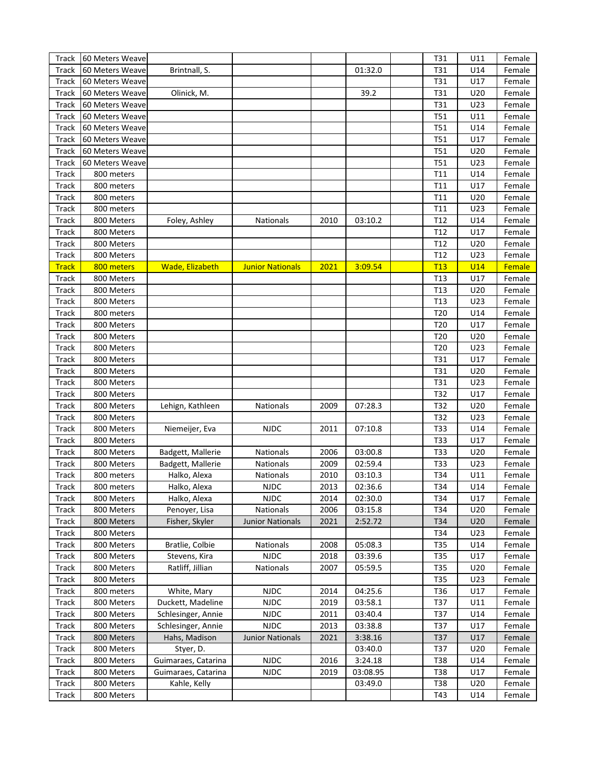| | | | | | | | | | |
|---|---|---|---|---|---|---|---|---|---|
| Track | 60 Meters Weave | | | | | | T31 | U11 | Female |
| Track | 60 Meters Weave | Brintnall, S. | | | 01:32.0 | | T31 | U14 | Female |
| Track | 60 Meters Weave | | | | | | T31 | U17 | Female |
| Track | 60 Meters Weave | Olinick, M. | | | 39.2 | | T31 | U20 | Female |
| Track | 60 Meters Weave | | | | | | T31 | U23 | Female |
| Track | 60 Meters Weave | | | | | | T51 | U11 | Female |
| Track | 60 Meters Weave | | | | | | T51 | U14 | Female |
| Track | 60 Meters Weave | | | | | | T51 | U17 | Female |
| Track | 60 Meters Weave | | | | | | T51 | U20 | Female |
| Track | 60 Meters Weave | | | | | | T51 | U23 | Female |
| Track | 800 meters | | | | | | T11 | U14 | Female |
| Track | 800 meters | | | | | | T11 | U17 | Female |
| Track | 800 meters | | | | | | T11 | U20 | Female |
| Track | 800 meters | | | | | | T11 | U23 | Female |
| Track | 800 Meters | Foley, Ashley | Nationals | 2010 | 03:10.2 | | T12 | U14 | Female |
| Track | 800 Meters | | | | | | T12 | U17 | Female |
| Track | 800 Meters | | | | | | T12 | U20 | Female |
| Track | 800 Meters | | | | | | T12 | U23 | Female |
| Track | 800 meters | Wade, Elizabeth | Junior Nationals | 2021 | 3:09.54 | | T13 | U14 | Female |
| Track | 800 Meters | | | | | | T13 | U17 | Female |
| Track | 800 Meters | | | | | | T13 | U20 | Female |
| Track | 800 Meters | | | | | | T13 | U23 | Female |
| Track | 800 meters | | | | | | T20 | U14 | Female |
| Track | 800 Meters | | | | | | T20 | U17 | Female |
| Track | 800 Meters | | | | | | T20 | U20 | Female |
| Track | 800 Meters | | | | | | T20 | U23 | Female |
| Track | 800 Meters | | | | | | T31 | U17 | Female |
| Track | 800 Meters | | | | | | T31 | U20 | Female |
| Track | 800 Meters | | | | | | T31 | U23 | Female |
| Track | 800 Meters | | | | | | T32 | U17 | Female |
| Track | 800 Meters | Lehign, Kathleen | Nationals | 2009 | 07:28.3 | | T32 | U20 | Female |
| Track | 800 Meters | | | | | | T32 | U23 | Female |
| Track | 800 Meters | Niemeijer, Eva | NJDC | 2011 | 07:10.8 | | T33 | U14 | Female |
| Track | 800 Meters | | | | | | T33 | U17 | Female |
| Track | 800 Meters | Badgett, Mallerie | Nationals | 2006 | 03:00.8 | | T33 | U20 | Female |
| Track | 800 Meters | Badgett, Mallerie | Nationals | 2009 | 02:59.4 | | T33 | U23 | Female |
| Track | 800 meters | Halko, Alexa | Nationals | 2010 | 03:10.3 | | T34 | U11 | Female |
| Track | 800 meters | Halko, Alexa | NJDC | 2013 | 02:36.6 | | T34 | U14 | Female |
| Track | 800 Meters | Halko, Alexa | NJDC | 2014 | 02:30.0 | | T34 | U17 | Female |
| Track | 800 Meters | Penoyer, Lisa | Nationals | 2006 | 03:15.8 | | T34 | U20 | Female |
| Track | 800 Meters | Fisher, Skyler | Junior Nationals | 2021 | 2:52.72 | | T34 | U20 | Female |
| Track | 800 Meters | | | | | | T34 | U23 | Female |
| Track | 800 Meters | Bratlie, Colbie | Nationals | 2008 | 05:08.3 | | T35 | U14 | Female |
| Track | 800 Meters | Stevens, Kira | NJDC | 2018 | 03:39.6 | | T35 | U17 | Female |
| Track | 800 Meters | Ratliff, Jillian | Nationals | 2007 | 05:59.5 | | T35 | U20 | Female |
| Track | 800 Meters | | | | | | T35 | U23 | Female |
| Track | 800 meters | White, Mary | NJDC | 2014 | 04:25.6 | | T36 | U17 | Female |
| Track | 800 Meters | Duckett, Madeline | NJDC | 2019 | 03:58.1 | | T37 | U11 | Female |
| Track | 800 Meters | Schlesinger, Annie | NJDC | 2011 | 03:40.4 | | T37 | U14 | Female |
| Track | 800 Meters | Schlesinger, Annie | NJDC | 2013 | 03:38.8 | | T37 | U17 | Female |
| Track | 800 Meters | Hahs, Madison | Junior Nationals | 2021 | 3:38.16 | | T37 | U17 | Female |
| Track | 800 Meters | Styer, D. | | | 03:40.0 | | T37 | U20 | Female |
| Track | 800 Meters | Guimaraes, Catarina | NJDC | 2016 | 3:24.18 | | T38 | U14 | Female |
| Track | 800 Meters | Guimaraes, Catarina | NJDC | 2019 | 03:08.95 | | T38 | U17 | Female |
| Track | 800 Meters | Kahle, Kelly | | | 03:49.0 | | T38 | U20 | Female |
| Track | 800 Meters | | | | | | T43 | U14 | Female |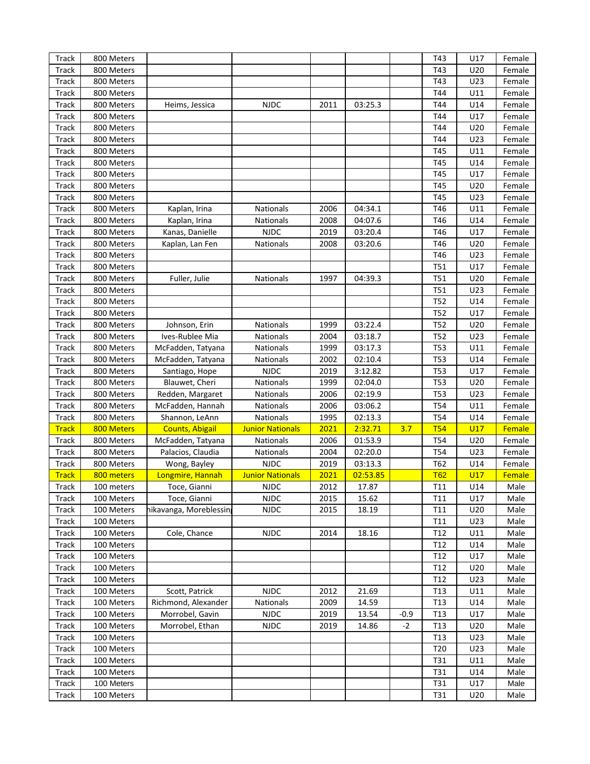| Track | 800 Meters | | | | | | T43 | U17 | Female |
|---|---|---|---|---|---|---|---|---|---|
| Track | 800 Meters | | | | | | T43 | U20 | Female |
| Track | 800 Meters | | | | | | T43 | U23 | Female |
| Track | 800 Meters | | | | | | T44 | U11 | Female |
| Track | 800 Meters | Heims, Jessica | NJDC | 2011 | 03:25.3 | | T44 | U14 | Female |
| Track | 800 Meters | | | | | | T44 | U17 | Female |
| Track | 800 Meters | | | | | | T44 | U20 | Female |
| Track | 800 Meters | | | | | | T44 | U23 | Female |
| Track | 800 Meters | | | | | | T45 | U11 | Female |
| Track | 800 Meters | | | | | | T45 | U14 | Female |
| Track | 800 Meters | | | | | | T45 | U17 | Female |
| Track | 800 Meters | | | | | | T45 | U20 | Female |
| Track | 800 Meters | | | | | | T45 | U23 | Female |
| Track | 800 Meters | Kaplan, Irina | Nationals | 2006 | 04:34.1 | | T46 | U11 | Female |
| Track | 800 Meters | Kaplan, Irina | Nationals | 2008 | 04:07.6 | | T46 | U14 | Female |
| Track | 800 Meters | Kanas, Danielle | NJDC | 2019 | 03:20.4 | | T46 | U17 | Female |
| Track | 800 Meters | Kaplan, Lan Fen | Nationals | 2008 | 03:20.6 | | T46 | U20 | Female |
| Track | 800 Meters | | | | | | T46 | U23 | Female |
| Track | 800 Meters | | | | | | T51 | U17 | Female |
| Track | 800 Meters | Fuller, Julie | Nationals | 1997 | 04:39.3 | | T51 | U20 | Female |
| Track | 800 Meters | | | | | | T51 | U23 | Female |
| Track | 800 Meters | | | | | | T52 | U14 | Female |
| Track | 800 Meters | | | | | | T52 | U17 | Female |
| Track | 800 Meters | Johnson, Erin | Nationals | 1999 | 03:22.4 | | T52 | U20 | Female |
| Track | 800 Meters | Ives-Rublee Mia | Nationals | 2004 | 03:18.7 | | T52 | U23 | Female |
| Track | 800 Meters | McFadden, Tatyana | Nationals | 1999 | 03:17.3 | | T53 | U11 | Female |
| Track | 800 Meters | McFadden, Tatyana | Nationals | 2002 | 02:10.4 | | T53 | U14 | Female |
| Track | 800 Meters | Santiago, Hope | NJDC | 2019 | 3:12.82 | | T53 | U17 | Female |
| Track | 800 Meters | Blauwet, Cheri | Nationals | 1999 | 02:04.0 | | T53 | U20 | Female |
| Track | 800 Meters | Redden, Margaret | Nationals | 2006 | 02:19.9 | | T53 | U23 | Female |
| Track | 800 Meters | McFadden, Hannah | Nationals | 2006 | 03:06.2 | | T54 | U11 | Female |
| Track | 800 Meters | Shannon, LeAnn | Nationals | 1995 | 02:13.3 | | T54 | U14 | Female |
| Track | 800 Meters | Counts, Abigail | Junior Nationals | 2021 | 2:32.71 | 3.7 | T54 | U17 | Female |
| Track | 800 Meters | McFadden, Tatyana | Nationals | 2006 | 01:53.9 | | T54 | U20 | Female |
| Track | 800 Meters | Palacios, Claudia | Nationals | 2004 | 02:20.0 | | T54 | U23 | Female |
| Track | 800 Meters | Wong, Bayley | NJDC | 2019 | 03:13.3 | | T62 | U14 | Female |
| Track | 800 meters | Longmire, Hannah | Junior Nationals | 2021 | 02:53.85 | | T62 | U17 | Female |
| Track | 100 meters | Toce, Gianni | NJDC | 2012 | 17.87 | | T11 | U14 | Male |
| Track | 100 Meters | Toce, Gianni | NJDC | 2015 | 15.62 | | T11 | U17 | Male |
| Track | 100 Meters | hikavanga, Moreblessin | NJDC | 2015 | 18.19 | | T11 | U20 | Male |
| Track | 100 Meters | | | | | | T11 | U23 | Male |
| Track | 100 Meters | Cole, Chance | NJDC | 2014 | 18.16 | | T12 | U11 | Male |
| Track | 100 Meters | | | | | | T12 | U14 | Male |
| Track | 100 Meters | | | | | | T12 | U17 | Male |
| Track | 100 Meters | | | | | | T12 | U20 | Male |
| Track | 100 Meters | | | | | | T12 | U23 | Male |
| Track | 100 Meters | Scott, Patrick | NJDC | 2012 | 21.69 | | T13 | U11 | Male |
| Track | 100 Meters | Richmond, Alexander | Nationals | 2009 | 14.59 | | T13 | U14 | Male |
| Track | 100 Meters | Morrobel, Gavin | NJDC | 2019 | 13.54 | -0.9 | T13 | U17 | Male |
| Track | 100 Meters | Morrobel, Ethan | NJDC | 2019 | 14.86 | -2 | T13 | U20 | Male |
| Track | 100 Meters | | | | | | T13 | U23 | Male |
| Track | 100 Meters | | | | | | T20 | U23 | Male |
| Track | 100 Meters | | | | | | T31 | U11 | Male |
| Track | 100 Meters | | | | | | T31 | U14 | Male |
| Track | 100 Meters | | | | | | T31 | U17 | Male |
| Track | 100 Meters | | | | | | T31 | U20 | Male |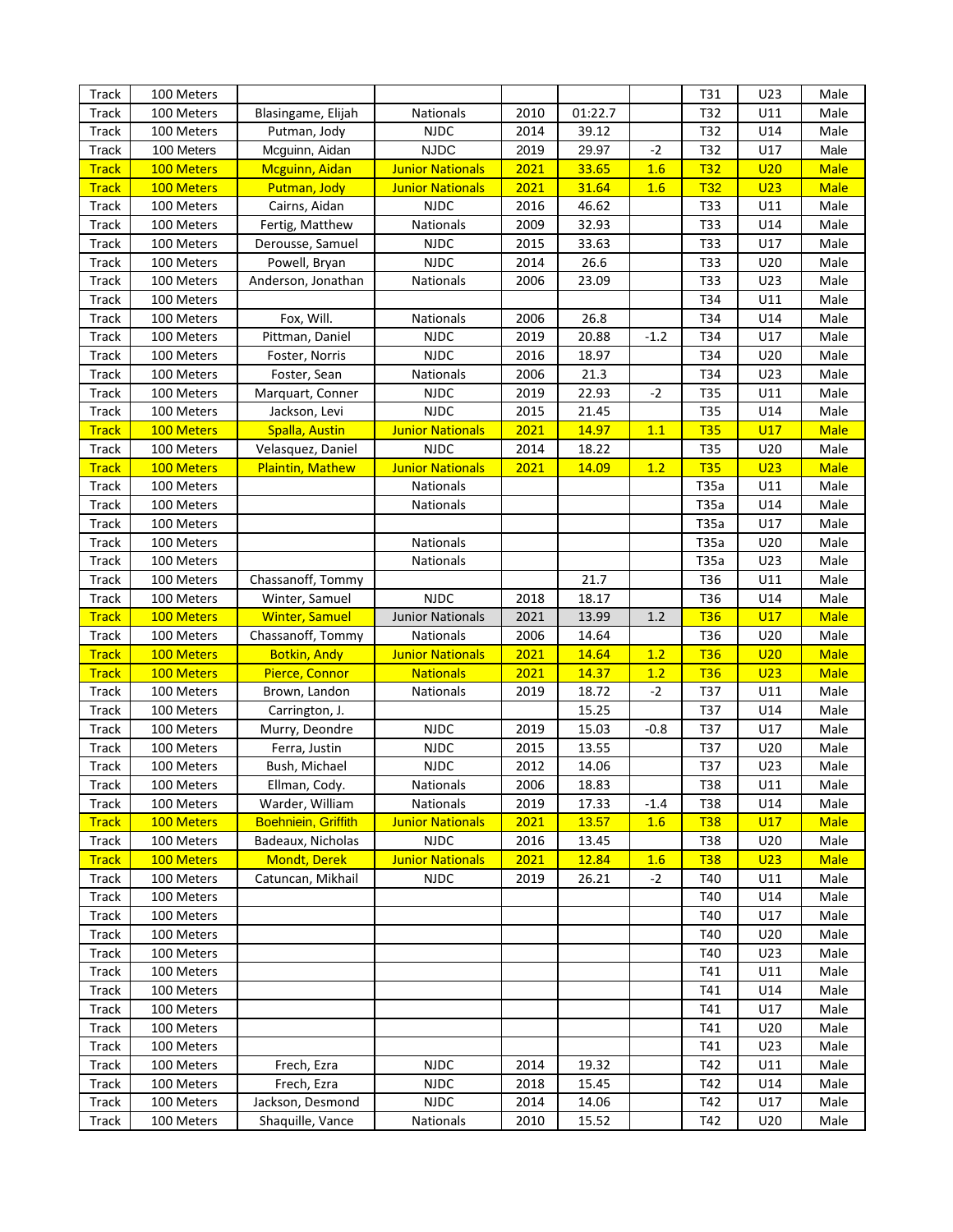| Track | 100 Meters |  |  |  |  |  | T31 | U23 | Male |
|---|---|---|---|---|---|---|---|---|---|
| Track | 100 Meters | Blasingame, Elijah | Nationals | 2010 | 01:22.7 |  | T32 | U11 | Male |
| Track | 100 Meters | Putman, Jody | NJDC | 2014 | 39.12 |  | T32 | U14 | Male |
| Track | 100 Meters | Mcguinn, Aidan | NJDC | 2019 | 29.97 | -2 | T32 | U17 | Male |
| Track | 100 Meters | Mcguinn, Aidan | Junior Nationals | 2021 | 33.65 | 1.6 | T32 | U20 | Male |
| Track | 100 Meters | Putman, Jody | Junior Nationals | 2021 | 31.64 | 1.6 | T32 | U23 | Male |
| Track | 100 Meters | Cairns, Aidan | NJDC | 2016 | 46.62 |  | T33 | U11 | Male |
| Track | 100 Meters | Fertig, Matthew | Nationals | 2009 | 32.93 |  | T33 | U14 | Male |
| Track | 100 Meters | Derousse, Samuel | NJDC | 2015 | 33.63 |  | T33 | U17 | Male |
| Track | 100 Meters | Powell, Bryan | NJDC | 2014 | 26.6 |  | T33 | U20 | Male |
| Track | 100 Meters | Anderson, Jonathan | Nationals | 2006 | 23.09 |  | T33 | U23 | Male |
| Track | 100 Meters |  |  |  |  |  | T34 | U11 | Male |
| Track | 100 Meters | Fox, Will. | Nationals | 2006 | 26.8 |  | T34 | U14 | Male |
| Track | 100 Meters | Pittman, Daniel | NJDC | 2019 | 20.88 | -1.2 | T34 | U17 | Male |
| Track | 100 Meters | Foster, Norris | NJDC | 2016 | 18.97 |  | T34 | U20 | Male |
| Track | 100 Meters | Foster, Sean | Nationals | 2006 | 21.3 |  | T34 | U23 | Male |
| Track | 100 Meters | Marquart, Conner | NJDC | 2019 | 22.93 | -2 | T35 | U11 | Male |
| Track | 100 Meters | Jackson, Levi | NJDC | 2015 | 21.45 |  | T35 | U14 | Male |
| Track | 100 Meters | Spalla, Austin | Junior Nationals | 2021 | 14.97 | 1.1 | T35 | U17 | Male |
| Track | 100 Meters | Velasquez, Daniel | NJDC | 2014 | 18.22 |  | T35 | U20 | Male |
| Track | 100 Meters | Plaintin, Mathew | Junior Nationals | 2021 | 14.09 | 1.2 | T35 | U23 | Male |
| Track | 100 Meters |  | Nationals |  |  |  | T35a | U11 | Male |
| Track | 100 Meters |  | Nationals |  |  |  | T35a | U14 | Male |
| Track | 100 Meters |  |  |  |  |  | T35a | U17 | Male |
| Track | 100 Meters |  | Nationals |  |  |  | T35a | U20 | Male |
| Track | 100 Meters |  | Nationals |  |  |  | T35a | U23 | Male |
| Track | 100 Meters | Chassanoff, Tommy |  |  | 21.7 |  | T36 | U11 | Male |
| Track | 100 Meters | Winter, Samuel | NJDC | 2018 | 18.17 |  | T36 | U14 | Male |
| Track | 100 Meters | Winter, Samuel | Junior Nationals | 2021 | 13.99 | 1.2 | T36 | U17 | Male |
| Track | 100 Meters | Chassanoff, Tommy | Nationals | 2006 | 14.64 |  | T36 | U20 | Male |
| Track | 100 Meters | Botkin, Andy | Junior Nationals | 2021 | 14.64 | 1.2 | T36 | U20 | Male |
| Track | 100 Meters | Pierce, Connor | Nationals | 2021 | 14.37 | 1.2 | T36 | U23 | Male |
| Track | 100 Meters | Brown, Landon | Nationals | 2019 | 18.72 | -2 | T37 | U11 | Male |
| Track | 100 Meters | Carrington, J. |  |  | 15.25 |  | T37 | U14 | Male |
| Track | 100 Meters | Murry, Deondre | NJDC | 2019 | 15.03 | -0.8 | T37 | U17 | Male |
| Track | 100 Meters | Ferra, Justin | NJDC | 2015 | 13.55 |  | T37 | U20 | Male |
| Track | 100 Meters | Bush, Michael | NJDC | 2012 | 14.06 |  | T37 | U23 | Male |
| Track | 100 Meters | Ellman, Cody. | Nationals | 2006 | 18.83 |  | T38 | U11 | Male |
| Track | 100 Meters | Warder, William | Nationals | 2019 | 17.33 | -1.4 | T38 | U14 | Male |
| Track | 100 Meters | Boehniein, Griffith | Junior Nationals | 2021 | 13.57 | 1.6 | T38 | U17 | Male |
| Track | 100 Meters | Badeaux, Nicholas | NJDC | 2016 | 13.45 |  | T38 | U20 | Male |
| Track | 100 Meters | Mondt, Derek | Junior Nationals | 2021 | 12.84 | 1.6 | T38 | U23 | Male |
| Track | 100 Meters | Catuncan, Mikhail | NJDC | 2019 | 26.21 | -2 | T40 | U11 | Male |
| Track | 100 Meters |  |  |  |  |  | T40 | U14 | Male |
| Track | 100 Meters |  |  |  |  |  | T40 | U17 | Male |
| Track | 100 Meters |  |  |  |  |  | T40 | U20 | Male |
| Track | 100 Meters |  |  |  |  |  | T40 | U23 | Male |
| Track | 100 Meters |  |  |  |  |  | T41 | U11 | Male |
| Track | 100 Meters |  |  |  |  |  | T41 | U14 | Male |
| Track | 100 Meters |  |  |  |  |  | T41 | U17 | Male |
| Track | 100 Meters |  |  |  |  |  | T41 | U20 | Male |
| Track | 100 Meters |  |  |  |  |  | T41 | U23 | Male |
| Track | 100 Meters | Frech, Ezra | NJDC | 2014 | 19.32 |  | T42 | U11 | Male |
| Track | 100 Meters | Frech, Ezra | NJDC | 2018 | 15.45 |  | T42 | U14 | Male |
| Track | 100 Meters | Jackson, Desmond | NJDC | 2014 | 14.06 |  | T42 | U17 | Male |
| Track | 100 Meters | Shaquille, Vance | Nationals | 2010 | 15.52 |  | T42 | U20 | Male |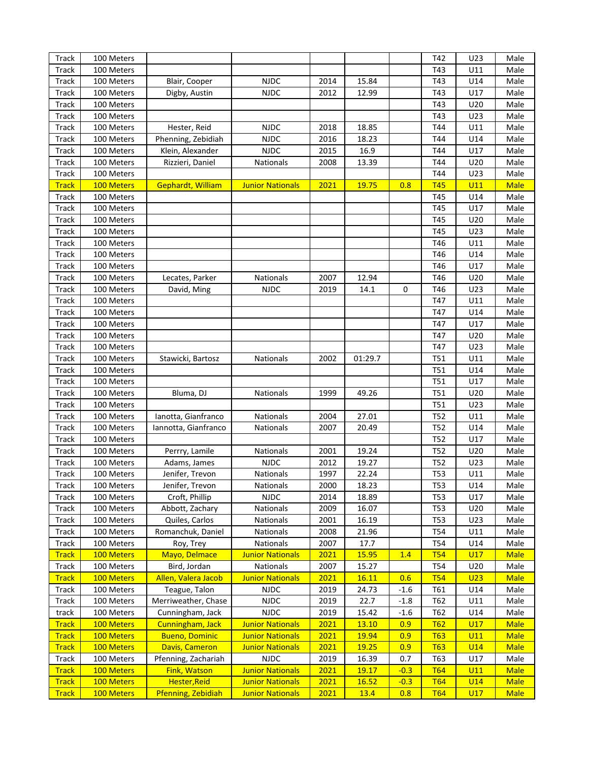| | | | | | | | | | |
|---|---|---|---|---|---|---|---|---|---|
| Track | 100 Meters | | | | | | T42 | U23 | Male |
| Track | 100 Meters | | | | | | T43 | U11 | Male |
| Track | 100 Meters | Blair, Cooper | NJDC | 2014 | 15.84 | | T43 | U14 | Male |
| Track | 100 Meters | Digby, Austin | NJDC | 2012 | 12.99 | | T43 | U17 | Male |
| Track | 100 Meters | | | | | | T43 | U20 | Male |
| Track | 100 Meters | | | | | | T43 | U23 | Male |
| Track | 100 Meters | Hester, Reid | NJDC | 2018 | 18.85 | | T44 | U11 | Male |
| Track | 100 Meters | Phenning, Zebidiah | NJDC | 2016 | 18.23 | | T44 | U14 | Male |
| Track | 100 Meters | Klein, Alexander | NJDC | 2015 | 16.9 | | T44 | U17 | Male |
| Track | 100 Meters | Rizzieri, Daniel | Nationals | 2008 | 13.39 | | T44 | U20 | Male |
| Track | 100 Meters | | | | | | T44 | U23 | Male |
| Track | 100 Meters | Gephardt, William | Junior Nationals | 2021 | 19.75 | 0.8 | T45 | U11 | Male |
| Track | 100 Meters | | | | | | T45 | U14 | Male |
| Track | 100 Meters | | | | | | T45 | U17 | Male |
| Track | 100 Meters | | | | | | T45 | U20 | Male |
| Track | 100 Meters | | | | | | T45 | U23 | Male |
| Track | 100 Meters | | | | | | T46 | U11 | Male |
| Track | 100 Meters | | | | | | T46 | U14 | Male |
| Track | 100 Meters | | | | | | T46 | U17 | Male |
| Track | 100 Meters | Lecates, Parker | Nationals | 2007 | 12.94 | | T46 | U20 | Male |
| Track | 100 Meters | David, Ming | NJDC | 2019 | 14.1 | 0 | T46 | U23 | Male |
| Track | 100 Meters | | | | | | T47 | U11 | Male |
| Track | 100 Meters | | | | | | T47 | U14 | Male |
| Track | 100 Meters | | | | | | T47 | U17 | Male |
| Track | 100 Meters | | | | | | T47 | U20 | Male |
| Track | 100 Meters | | | | | | T47 | U23 | Male |
| Track | 100 Meters | Stawicki, Bartosz | Nationals | 2002 | 01:29.7 | | T51 | U11 | Male |
| Track | 100 Meters | | | | | | T51 | U14 | Male |
| Track | 100 Meters | | | | | | T51 | U17 | Male |
| Track | 100 Meters | Bluma, DJ | Nationals | 1999 | 49.26 | | T51 | U20 | Male |
| Track | 100 Meters | | | | | | T51 | U23 | Male |
| Track | 100 Meters | Ianotta, Gianfranco | Nationals | 2004 | 27.01 | | T52 | U11 | Male |
| Track | 100 Meters | Iannotta, Gianfranco | Nationals | 2007 | 20.49 | | T52 | U14 | Male |
| Track | 100 Meters | | | | | | T52 | U17 | Male |
| Track | 100 Meters | Perrry, Lamile | Nationals | 2001 | 19.24 | | T52 | U20 | Male |
| Track | 100 Meters | Adams, James | NJDC | 2012 | 19.27 | | T52 | U23 | Male |
| Track | 100 Meters | Jenifer, Trevon | Nationals | 1997 | 22.24 | | T53 | U11 | Male |
| Track | 100 Meters | Jenifer, Trevon | Nationals | 2000 | 18.23 | | T53 | U14 | Male |
| Track | 100 Meters | Croft, Phillip | NJDC | 2014 | 18.89 | | T53 | U17 | Male |
| Track | 100 Meters | Abbott, Zachary | Nationals | 2009 | 16.07 | | T53 | U20 | Male |
| Track | 100 Meters | Quiles, Carlos | Nationals | 2001 | 16.19 | | T53 | U23 | Male |
| Track | 100 Meters | Romanchuk, Daniel | Nationals | 2008 | 21.96 | | T54 | U11 | Male |
| Track | 100 Meters | Roy, Trey | Nationals | 2007 | 17.7 | | T54 | U14 | Male |
| Track | 100 Meters | Mayo, Delmace | Junior Nationals | 2021 | 15.95 | 1.4 | T54 | U17 | Male |
| Track | 100 Meters | Bird, Jordan | Nationals | 2007 | 15.27 | | T54 | U20 | Male |
| Track | 100 Meters | Allen, Valera Jacob | Junior Nationals | 2021 | 16.11 | 0.6 | T54 | U23 | Male |
| Track | 100 Meters | Teague, Talon | NJDC | 2019 | 24.73 | -1.6 | T61 | U14 | Male |
| Track | 100 Meters | Merriweather, Chase | NJDC | 2019 | 22.7 | -1.8 | T62 | U11 | Male |
| track | 100 Meters | Cunningham, Jack | NJDC | 2019 | 15.42 | -1.6 | T62 | U14 | Male |
| Track | 100 Meters | Cunningham, Jack | Junior Nationals | 2021 | 13.10 | 0.9 | T62 | U17 | Male |
| Track | 100 Meters | Bueno, Dominic | Junior Nationals | 2021 | 19.94 | 0.9 | T63 | U11 | Male |
| Track | 100 Meters | Davis, Cameron | Junior Nationals | 2021 | 19.25 | 0.9 | T63 | U14 | Male |
| Track | 100 Meters | Pfenning, Zachariah | NJDC | 2019 | 16.39 | 0.7 | T63 | U17 | Male |
| Track | 100 Meters | Fink, Watson | Junior Nationals | 2021 | 19.17 | -0.3 | T64 | U11 | Male |
| Track | 100 Meters | Hester,Reid | Junior Nationals | 2021 | 16.52 | -0.3 | T64 | U14 | Male |
| Track | 100 Meters | Pfenning, Zebidiah | Junior Nationals | 2021 | 13.4 | 0.8 | T64 | U17 | Male |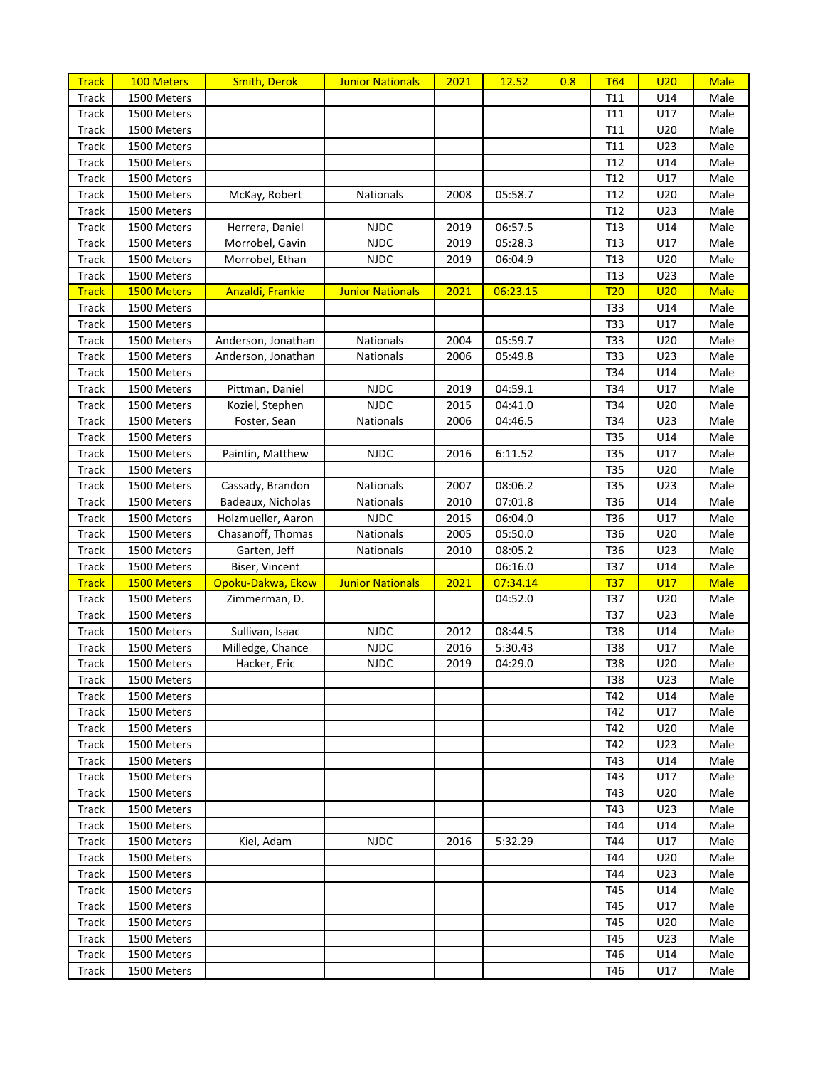| Track | 100 Meters | Smith, Derok | Junior Nationals | 2021 | 12.52 | 0.8 | T64 | U20 | Male |
|---|---|---|---|---|---|---|---|---|---|
| Track | 1500 Meters | | | | | | T11 | U14 | Male |
| Track | 1500 Meters | | | | | | T11 | U17 | Male |
| Track | 1500 Meters | | | | | | T11 | U20 | Male |
| Track | 1500 Meters | | | | | | T11 | U23 | Male |
| Track | 1500 Meters | | | | | | T12 | U14 | Male |
| Track | 1500 Meters | | | | | | T12 | U17 | Male |
| Track | 1500 Meters | McKay, Robert | Nationals | 2008 | 05:58.7 | | T12 | U20 | Male |
| Track | 1500 Meters | | | | | | T12 | U23 | Male |
| Track | 1500 Meters | Herrera, Daniel | NJDC | 2019 | 06:57.5 | | T13 | U14 | Male |
| Track | 1500 Meters | Morrobel, Gavin | NJDC | 2019 | 05:28.3 | | T13 | U17 | Male |
| Track | 1500 Meters | Morrobel, Ethan | NJDC | 2019 | 06:04.9 | | T13 | U20 | Male |
| Track | 1500 Meters | | | | | | T13 | U23 | Male |
| Track | 1500 Meters | Anzaldi, Frankie | Junior Nationals | 2021 | 06:23.15 | | T20 | U20 | Male |
| Track | 1500 Meters | | | | | | T33 | U14 | Male |
| Track | 1500 Meters | | | | | | T33 | U17 | Male |
| Track | 1500 Meters | Anderson, Jonathan | Nationals | 2004 | 05:59.7 | | T33 | U20 | Male |
| Track | 1500 Meters | Anderson, Jonathan | Nationals | 2006 | 05:49.8 | | T33 | U23 | Male |
| Track | 1500 Meters | | | | | | T34 | U14 | Male |
| Track | 1500 Meters | Pittman, Daniel | NJDC | 2019 | 04:59.1 | | T34 | U17 | Male |
| Track | 1500 Meters | Koziel, Stephen | NJDC | 2015 | 04:41.0 | | T34 | U20 | Male |
| Track | 1500 Meters | Foster, Sean | Nationals | 2006 | 04:46.5 | | T34 | U23 | Male |
| Track | 1500 Meters | | | | | | T35 | U14 | Male |
| Track | 1500 Meters | Paintin, Matthew | NJDC | 2016 | 6:11.52 | | T35 | U17 | Male |
| Track | 1500 Meters | | | | | | T35 | U20 | Male |
| Track | 1500 Meters | Cassady, Brandon | Nationals | 2007 | 08:06.2 | | T35 | U23 | Male |
| Track | 1500 Meters | Badeaux, Nicholas | Nationals | 2010 | 07:01.8 | | T36 | U14 | Male |
| Track | 1500 Meters | Holzmueller, Aaron | NJDC | 2015 | 06:04.0 | | T36 | U17 | Male |
| Track | 1500 Meters | Chasanoff, Thomas | Nationals | 2005 | 05:50.0 | | T36 | U20 | Male |
| Track | 1500 Meters | Garten, Jeff | Nationals | 2010 | 08:05.2 | | T36 | U23 | Male |
| Track | 1500 Meters | Biser, Vincent | | | 06:16.0 | | T37 | U14 | Male |
| Track | 1500 Meters | Opoku-Dakwa, Ekow | Junior Nationals | 2021 | 07:34.14 | | T37 | U17 | Male |
| Track | 1500 Meters | Zimmerman, D. | | | 04:52.0 | | T37 | U20 | Male |
| Track | 1500 Meters | | | | | | T37 | U23 | Male |
| Track | 1500 Meters | Sullivan, Isaac | NJDC | 2012 | 08:44.5 | | T38 | U14 | Male |
| Track | 1500 Meters | Milledge, Chance | NJDC | 2016 | 5:30.43 | | T38 | U17 | Male |
| Track | 1500 Meters | Hacker, Eric | NJDC | 2019 | 04:29.0 | | T38 | U20 | Male |
| Track | 1500 Meters | | | | | | T38 | U23 | Male |
| Track | 1500 Meters | | | | | | T42 | U14 | Male |
| Track | 1500 Meters | | | | | | T42 | U17 | Male |
| Track | 1500 Meters | | | | | | T42 | U20 | Male |
| Track | 1500 Meters | | | | | | T42 | U23 | Male |
| Track | 1500 Meters | | | | | | T43 | U14 | Male |
| Track | 1500 Meters | | | | | | T43 | U17 | Male |
| Track | 1500 Meters | | | | | | T43 | U20 | Male |
| Track | 1500 Meters | | | | | | T43 | U23 | Male |
| Track | 1500 Meters | | | | | | T44 | U14 | Male |
| Track | 1500 Meters | Kiel, Adam | NJDC | 2016 | 5:32.29 | | T44 | U17 | Male |
| Track | 1500 Meters | | | | | | T44 | U20 | Male |
| Track | 1500 Meters | | | | | | T44 | U23 | Male |
| Track | 1500 Meters | | | | | | T45 | U14 | Male |
| Track | 1500 Meters | | | | | | T45 | U17 | Male |
| Track | 1500 Meters | | | | | | T45 | U20 | Male |
| Track | 1500 Meters | | | | | | T45 | U23 | Male |
| Track | 1500 Meters | | | | | | T46 | U14 | Male |
| Track | 1500 Meters | | | | | | T46 | U17 | Male |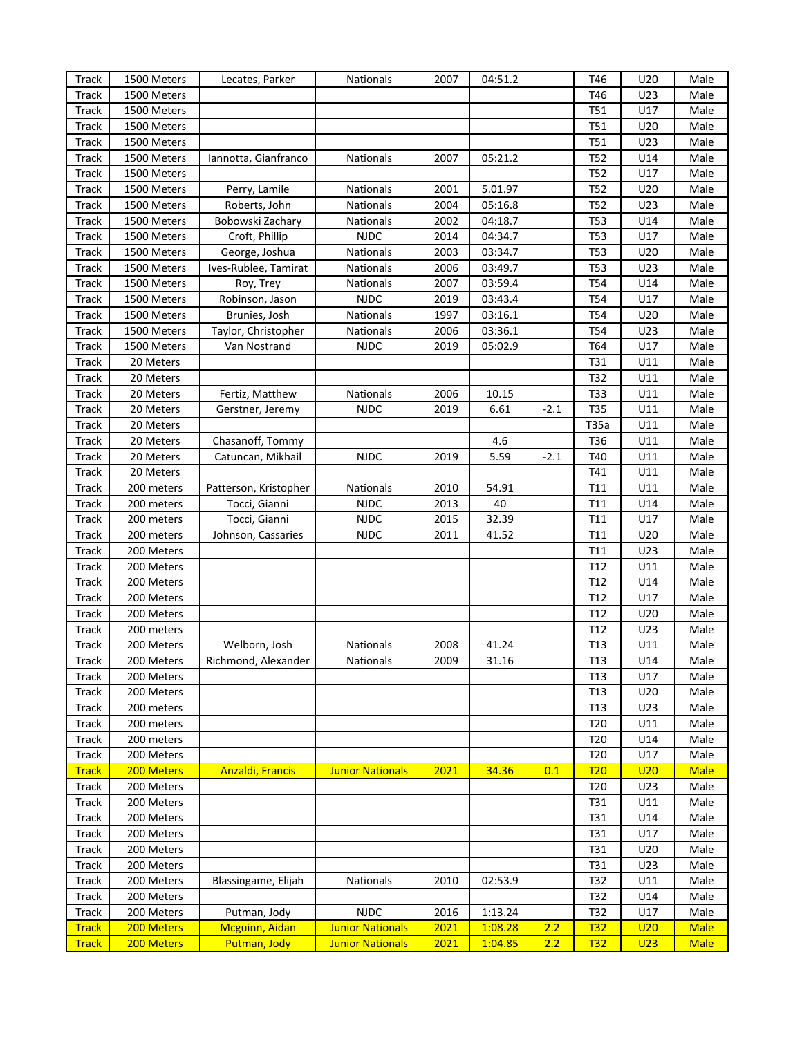| Track | 1500 Meters | Lecates, Parker | Nationals | 2007 | 04:51.2 | | T46 | U20 | Male |
|---|---|---|---|---|---|---|---|---|---|
| Track | 1500 Meters | | | | | | T46 | U23 | Male |
| Track | 1500 Meters | | | | | | T51 | U17 | Male |
| Track | 1500 Meters | | | | | | T51 | U20 | Male |
| Track | 1500 Meters | | | | | | T51 | U23 | Male |
| Track | 1500 Meters | Iannotta, Gianfranco | Nationals | 2007 | 05:21.2 | | T52 | U14 | Male |
| Track | 1500 Meters | | | | | | T52 | U17 | Male |
| Track | 1500 Meters | Perry, Lamile | Nationals | 2001 | 5.01.97 | | T52 | U20 | Male |
| Track | 1500 Meters | Roberts, John | Nationals | 2004 | 05:16.8 | | T52 | U23 | Male |
| Track | 1500 Meters | Bobowski Zachary | Nationals | 2002 | 04:18.7 | | T53 | U14 | Male |
| Track | 1500 Meters | Croft, Phillip | NJDC | 2014 | 04:34.7 | | T53 | U17 | Male |
| Track | 1500 Meters | George, Joshua | Nationals | 2003 | 03:34.7 | | T53 | U20 | Male |
| Track | 1500 Meters | Ives-Rublee, Tamirat | Nationals | 2006 | 03:49.7 | | T53 | U23 | Male |
| Track | 1500 Meters | Roy, Trey | Nationals | 2007 | 03:59.4 | | T54 | U14 | Male |
| Track | 1500 Meters | Robinson, Jason | NJDC | 2019 | 03:43.4 | | T54 | U17 | Male |
| Track | 1500 Meters | Brunies, Josh | Nationals | 1997 | 03:16.1 | | T54 | U20 | Male |
| Track | 1500 Meters | Taylor, Christopher | Nationals | 2006 | 03:36.1 | | T54 | U23 | Male |
| Track | 1500 Meters | Van Nostrand | NJDC | 2019 | 05:02.9 | | T64 | U17 | Male |
| Track | 20 Meters | | | | | | T31 | U11 | Male |
| Track | 20 Meters | | | | | | T32 | U11 | Male |
| Track | 20 Meters | Fertiz, Matthew | Nationals | 2006 | 10.15 | | T33 | U11 | Male |
| Track | 20 Meters | Gerstner, Jeremy | NJDC | 2019 | 6.61 | -2.1 | T35 | U11 | Male |
| Track | 20 Meters | | | | | | T35a | U11 | Male |
| Track | 20 Meters | Chasanoff, Tommy | | | 4.6 | | T36 | U11 | Male |
| Track | 20 Meters | Catuncan, Mikhail | NJDC | 2019 | 5.59 | -2.1 | T40 | U11 | Male |
| Track | 20 Meters | | | | | | T41 | U11 | Male |
| Track | 200 meters | Patterson, Kristopher | Nationals | 2010 | 54.91 | | T11 | U11 | Male |
| Track | 200 meters | Tocci, Gianni | NJDC | 2013 | 40 | | T11 | U14 | Male |
| Track | 200 meters | Tocci, Gianni | NJDC | 2015 | 32.39 | | T11 | U17 | Male |
| Track | 200 meters | Johnson, Cassaries | NJDC | 2011 | 41.52 | | T11 | U20 | Male |
| Track | 200 Meters | | | | | | T11 | U23 | Male |
| Track | 200 Meters | | | | | | T12 | U11 | Male |
| Track | 200 Meters | | | | | | T12 | U14 | Male |
| Track | 200 Meters | | | | | | T12 | U17 | Male |
| Track | 200 Meters | | | | | | T12 | U20 | Male |
| Track | 200 meters | | | | | | T12 | U23 | Male |
| Track | 200 Meters | Welborn, Josh | Nationals | 2008 | 41.24 | | T13 | U11 | Male |
| Track | 200 Meters | Richmond, Alexander | Nationals | 2009 | 31.16 | | T13 | U14 | Male |
| Track | 200 Meters | | | | | | T13 | U17 | Male |
| Track | 200 Meters | | | | | | T13 | U20 | Male |
| Track | 200 meters | | | | | | T13 | U23 | Male |
| Track | 200 meters | | | | | | T20 | U11 | Male |
| Track | 200 meters | | | | | | T20 | U14 | Male |
| Track | 200 Meters | | | | | | T20 | U17 | Male |
| Track | 200 Meters | Anzaldi, Francis | Junior Nationals | 2021 | 34.36 | 0.1 | T20 | U20 | Male |
| Track | 200 Meters | | | | | | T20 | U23 | Male |
| Track | 200 Meters | | | | | | T31 | U11 | Male |
| Track | 200 Meters | | | | | | T31 | U14 | Male |
| Track | 200 Meters | | | | | | T31 | U17 | Male |
| Track | 200 Meters | | | | | | T31 | U20 | Male |
| Track | 200 Meters | | | | | | T31 | U23 | Male |
| Track | 200 Meters | Blassingame, Elijah | Nationals | 2010 | 02:53.9 | | T32 | U11 | Male |
| Track | 200 Meters | | | | | | T32 | U14 | Male |
| Track | 200 Meters | Putman, Jody | NJDC | 2016 | 1:13.24 | | T32 | U17 | Male |
| Track | 200 Meters | Mcguinn, Aidan | Junior Nationals | 2021 | 1:08.28 | 2.2 | T32 | U20 | Male |
| Track | 200 Meters | Putman, Jody | Junior Nationals | 2021 | 1:04.85 | 2.2 | T32 | U23 | Male |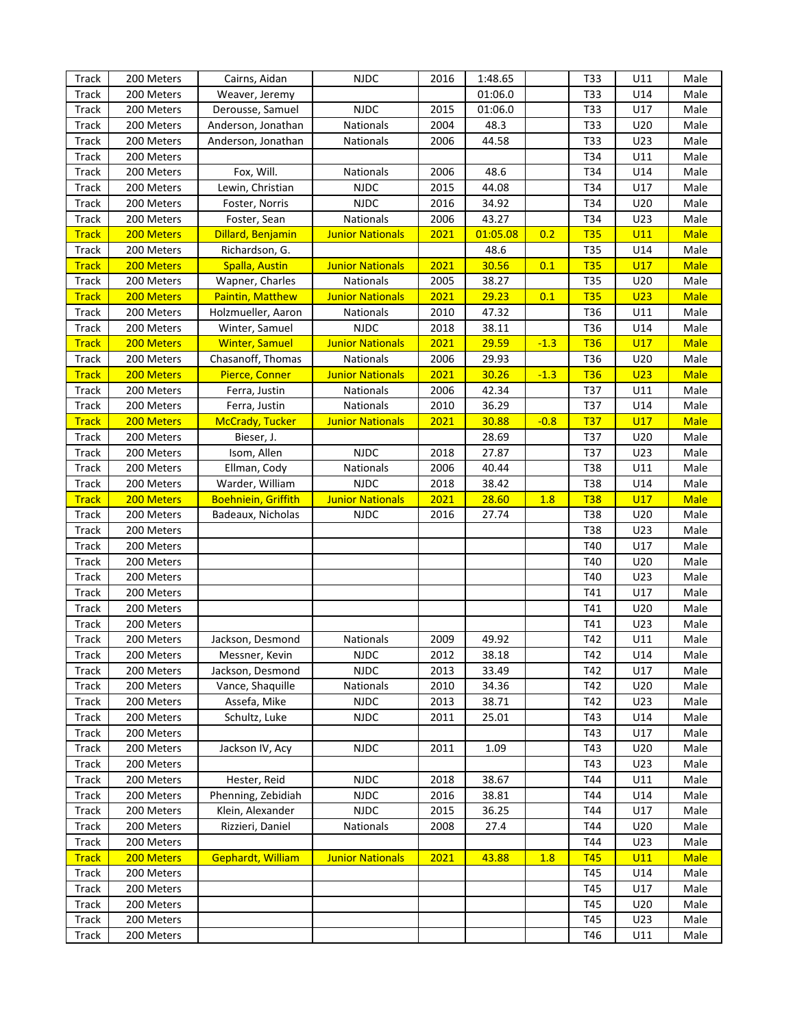| | | | | | | | | | |
|---|---|---|---|---|---|---|---|---|---|
| Track | 200 Meters | Cairns, Aidan | NJDC | 2016 | 1:48.65 | | T33 | U11 | Male |
| Track | 200 Meters | Weaver, Jeremy | | | 01:06.0 | | T33 | U14 | Male |
| Track | 200 Meters | Derousse, Samuel | NJDC | 2015 | 01:06.0 | | T33 | U17 | Male |
| Track | 200 Meters | Anderson, Jonathan | Nationals | 2004 | 48.3 | | T33 | U20 | Male |
| Track | 200 Meters | Anderson, Jonathan | Nationals | 2006 | 44.58 | | T33 | U23 | Male |
| Track | 200 Meters | | | | | | T34 | U11 | Male |
| Track | 200 Meters | Fox, Will. | Nationals | 2006 | 48.6 | | T34 | U14 | Male |
| Track | 200 Meters | Lewin, Christian | NJDC | 2015 | 44.08 | | T34 | U17 | Male |
| Track | 200 Meters | Foster, Norris | NJDC | 2016 | 34.92 | | T34 | U20 | Male |
| Track | 200 Meters | Foster, Sean | Nationals | 2006 | 43.27 | | T34 | U23 | Male |
| Track | 200 Meters | Dillard, Benjamin | Junior Nationals | 2021 | 01:05.08 | 0.2 | T35 | U11 | Male |
| Track | 200 Meters | Richardson, G. | | | 48.6 | | T35 | U14 | Male |
| Track | 200 Meters | Spalla, Austin | Junior Nationals | 2021 | 30.56 | 0.1 | T35 | U17 | Male |
| Track | 200 Meters | Wapner, Charles | Nationals | 2005 | 38.27 | | T35 | U20 | Male |
| Track | 200 Meters | Paintin, Matthew | Junior Nationals | 2021 | 29.23 | 0.1 | T35 | U23 | Male |
| Track | 200 Meters | Holzmueller, Aaron | Nationals | 2010 | 47.32 | | T36 | U11 | Male |
| Track | 200 Meters | Winter, Samuel | NJDC | 2018 | 38.11 | | T36 | U14 | Male |
| Track | 200 Meters | Winter, Samuel | Junior Nationals | 2021 | 29.59 | -1.3 | T36 | U17 | Male |
| Track | 200 Meters | Chasanoff, Thomas | Nationals | 2006 | 29.93 | | T36 | U20 | Male |
| Track | 200 Meters | Pierce, Conner | Junior Nationals | 2021 | 30.26 | -1.3 | T36 | U23 | Male |
| Track | 200 Meters | Ferra, Justin | Nationals | 2006 | 42.34 | | T37 | U11 | Male |
| Track | 200 Meters | Ferra, Justin | Nationals | 2010 | 36.29 | | T37 | U14 | Male |
| Track | 200 Meters | McCrady, Tucker | Junior Nationals | 2021 | 30.88 | -0.8 | T37 | U17 | Male |
| Track | 200 Meters | Bieser, J. | | | 28.69 | | T37 | U20 | Male |
| Track | 200 Meters | Isom, Allen | NJDC | 2018 | 27.87 | | T37 | U23 | Male |
| Track | 200 Meters | Ellman, Cody | Nationals | 2006 | 40.44 | | T38 | U11 | Male |
| Track | 200 Meters | Warder, William | NJDC | 2018 | 38.42 | | T38 | U14 | Male |
| Track | 200 Meters | Boehniein, Griffith | Junior Nationals | 2021 | 28.60 | 1.8 | T38 | U17 | Male |
| Track | 200 Meters | Badeaux, Nicholas | NJDC | 2016 | 27.74 | | T38 | U20 | Male |
| Track | 200 Meters | | | | | | T38 | U23 | Male |
| Track | 200 Meters | | | | | | T40 | U17 | Male |
| Track | 200 Meters | | | | | | T40 | U20 | Male |
| Track | 200 Meters | | | | | | T40 | U23 | Male |
| Track | 200 Meters | | | | | | T41 | U17 | Male |
| Track | 200 Meters | | | | | | T41 | U20 | Male |
| Track | 200 Meters | | | | | | T41 | U23 | Male |
| Track | 200 Meters | Jackson, Desmond | Nationals | 2009 | 49.92 | | T42 | U11 | Male |
| Track | 200 Meters | Messner, Kevin | NJDC | 2012 | 38.18 | | T42 | U14 | Male |
| Track | 200 Meters | Jackson, Desmond | NJDC | 2013 | 33.49 | | T42 | U17 | Male |
| Track | 200 Meters | Vance, Shaquille | Nationals | 2010 | 34.36 | | T42 | U20 | Male |
| Track | 200 Meters | Assefa, Mike | NJDC | 2013 | 38.71 | | T42 | U23 | Male |
| Track | 200 Meters | Schultz, Luke | NJDC | 2011 | 25.01 | | T43 | U14 | Male |
| Track | 200 Meters | | | | | | T43 | U17 | Male |
| Track | 200 Meters | Jackson IV, Acy | NJDC | 2011 | 1.09 | | T43 | U20 | Male |
| Track | 200 Meters | | | | | | T43 | U23 | Male |
| Track | 200 Meters | Hester, Reid | NJDC | 2018 | 38.67 | | T44 | U11 | Male |
| Track | 200 Meters | Phenning, Zebidiah | NJDC | 2016 | 38.81 | | T44 | U14 | Male |
| Track | 200 Meters | Klein, Alexander | NJDC | 2015 | 36.25 | | T44 | U17 | Male |
| Track | 200 Meters | Rizzieri, Daniel | Nationals | 2008 | 27.4 | | T44 | U20 | Male |
| Track | 200 Meters | | | | | | T44 | U23 | Male |
| Track | 200 Meters | Gephardt, William | Junior Nationals | 2021 | 43.88 | 1.8 | T45 | U11 | Male |
| Track | 200 Meters | | | | | | T45 | U14 | Male |
| Track | 200 Meters | | | | | | T45 | U17 | Male |
| Track | 200 Meters | | | | | | T45 | U20 | Male |
| Track | 200 Meters | | | | | | T45 | U23 | Male |
| Track | 200 Meters | | | | | | T46 | U11 | Male |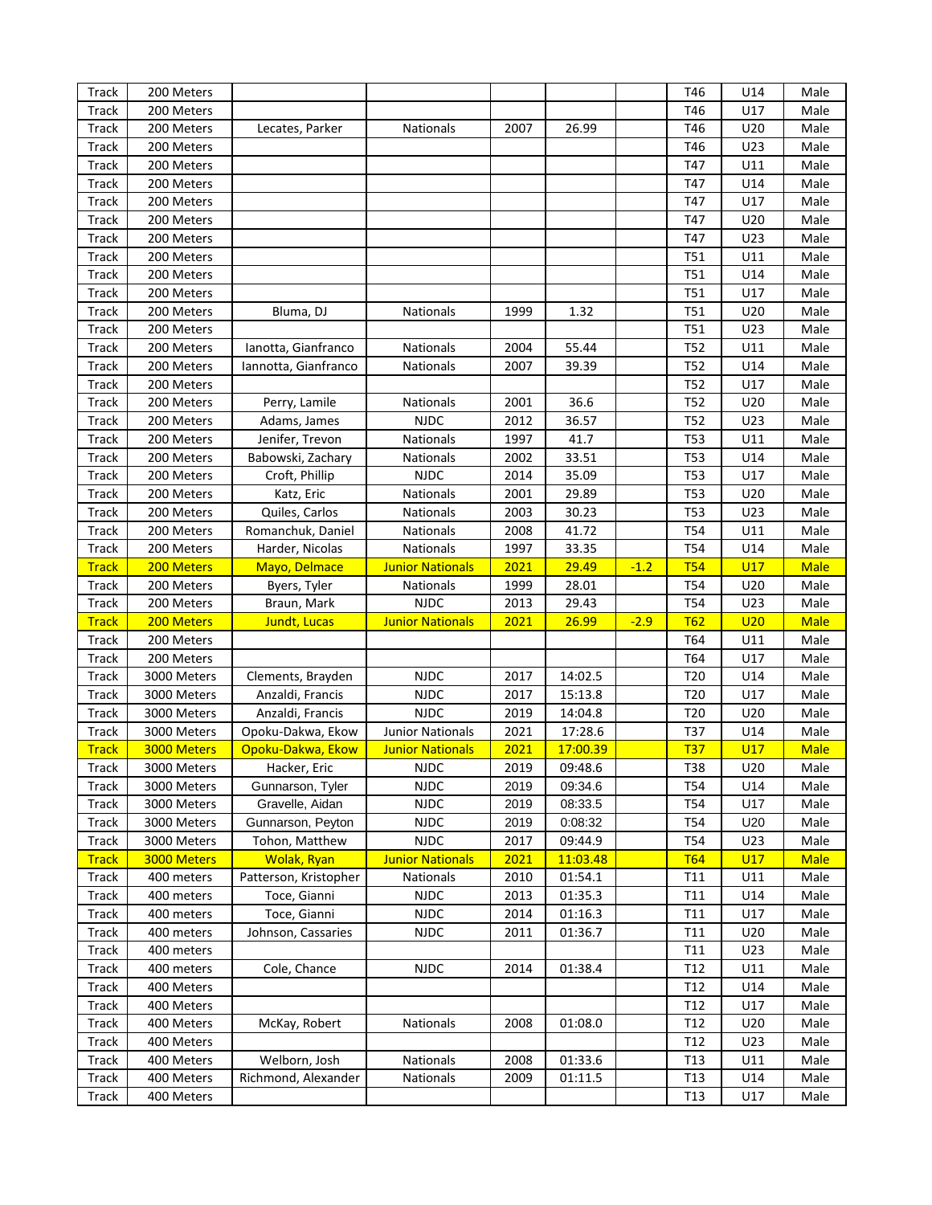| | | | | | | | | | |
|---|---|---|---|---|---|---|---|---|---|
| Track | 200 Meters | | | | | | T46 | U14 | Male |
| Track | 200 Meters | | | | | | T46 | U17 | Male |
| Track | 200 Meters | Lecates, Parker | Nationals | 2007 | 26.99 | | T46 | U20 | Male |
| Track | 200 Meters | | | | | | T46 | U23 | Male |
| Track | 200 Meters | | | | | | T47 | U11 | Male |
| Track | 200 Meters | | | | | | T47 | U14 | Male |
| Track | 200 Meters | | | | | | T47 | U17 | Male |
| Track | 200 Meters | | | | | | T47 | U20 | Male |
| Track | 200 Meters | | | | | | T47 | U23 | Male |
| Track | 200 Meters | | | | | | T51 | U11 | Male |
| Track | 200 Meters | | | | | | T51 | U14 | Male |
| Track | 200 Meters | | | | | | T51 | U17 | Male |
| Track | 200 Meters | Bluma, DJ | Nationals | 1999 | 1.32 | | T51 | U20 | Male |
| Track | 200 Meters | | | | | | T51 | U23 | Male |
| Track | 200 Meters | Ianotta, Gianfranco | Nationals | 2004 | 55.44 | | T52 | U11 | Male |
| Track | 200 Meters | Iannotta, Gianfranco | Nationals | 2007 | 39.39 | | T52 | U14 | Male |
| Track | 200 Meters | | | | | | T52 | U17 | Male |
| Track | 200 Meters | Perry, Lamile | Nationals | 2001 | 36.6 | | T52 | U20 | Male |
| Track | 200 Meters | Adams, James | NJDC | 2012 | 36.57 | | T52 | U23 | Male |
| Track | 200 Meters | Jenifer, Trevon | Nationals | 1997 | 41.7 | | T53 | U11 | Male |
| Track | 200 Meters | Babowski, Zachary | Nationals | 2002 | 33.51 | | T53 | U14 | Male |
| Track | 200 Meters | Croft, Phillip | NJDC | 2014 | 35.09 | | T53 | U17 | Male |
| Track | 200 Meters | Katz, Eric | Nationals | 2001 | 29.89 | | T53 | U20 | Male |
| Track | 200 Meters | Quiles, Carlos | Nationals | 2003 | 30.23 | | T53 | U23 | Male |
| Track | 200 Meters | Romanchuk, Daniel | Nationals | 2008 | 41.72 | | T54 | U11 | Male |
| Track | 200 Meters | Harder, Nicolas | Nationals | 1997 | 33.35 | | T54 | U14 | Male |
| Track | 200 Meters | Mayo, Delmace | Junior Nationals | 2021 | 29.49 | -1.2 | T54 | U17 | Male |
| Track | 200 Meters | Byers, Tyler | Nationals | 1999 | 28.01 | | T54 | U20 | Male |
| Track | 200 Meters | Braun, Mark | NJDC | 2013 | 29.43 | | T54 | U23 | Male |
| Track | 200 Meters | Jundt, Lucas | Junior Nationals | 2021 | 26.99 | -2.9 | T62 | U20 | Male |
| Track | 200 Meters | | | | | | T64 | U11 | Male |
| Track | 200 Meters | | | | | | T64 | U17 | Male |
| Track | 3000 Meters | Clements, Brayden | NJDC | 2017 | 14:02.5 | | T20 | U14 | Male |
| Track | 3000 Meters | Anzaldi, Francis | NJDC | 2017 | 15:13.8 | | T20 | U17 | Male |
| Track | 3000 Meters | Anzaldi, Francis | NJDC | 2019 | 14:04.8 | | T20 | U20 | Male |
| Track | 3000 Meters | Opoku-Dakwa, Ekow | Junior Nationals | 2021 | 17:28.6 | | T37 | U14 | Male |
| Track | 3000 Meters | Opoku-Dakwa, Ekow | Junior Nationals | 2021 | 17:00.39 | | T37 | U17 | Male |
| Track | 3000 Meters | Hacker, Eric | NJDC | 2019 | 09:48.6 | | T38 | U20 | Male |
| Track | 3000 Meters | Gunnarson, Tyler | NJDC | 2019 | 09:34.6 | | T54 | U14 | Male |
| Track | 3000 Meters | Gravelle, Aidan | NJDC | 2019 | 08:33.5 | | T54 | U17 | Male |
| Track | 3000 Meters | Gunnarson, Peyton | NJDC | 2019 | 0:08:32 | | T54 | U20 | Male |
| Track | 3000 Meters | Tohon, Matthew | NJDC | 2017 | 09:44.9 | | T54 | U23 | Male |
| Track | 3000 Meters | Wolak, Ryan | Junior Nationals | 2021 | 11:03.48 | | T64 | U17 | Male |
| Track | 400 meters | Patterson, Kristopher | Nationals | 2010 | 01:54.1 | | T11 | U11 | Male |
| Track | 400 meters | Toce, Gianni | NJDC | 2013 | 01:35.3 | | T11 | U14 | Male |
| Track | 400 meters | Toce, Gianni | NJDC | 2014 | 01:16.3 | | T11 | U17 | Male |
| Track | 400 meters | Johnson, Cassaries | NJDC | 2011 | 01:36.7 | | T11 | U20 | Male |
| Track | 400 meters | | | | | | T11 | U23 | Male |
| Track | 400 meters | Cole, Chance | NJDC | 2014 | 01:38.4 | | T12 | U11 | Male |
| Track | 400 Meters | | | | | | T12 | U14 | Male |
| Track | 400 Meters | | | | | | T12 | U17 | Male |
| Track | 400 Meters | McKay, Robert | Nationals | 2008 | 01:08.0 | | T12 | U20 | Male |
| Track | 400 Meters | | | | | | T12 | U23 | Male |
| Track | 400 Meters | Welborn, Josh | Nationals | 2008 | 01:33.6 | | T13 | U11 | Male |
| Track | 400 Meters | Richmond, Alexander | Nationals | 2009 | 01:11.5 | | T13 | U14 | Male |
| Track | 400 Meters | | | | | | T13 | U17 | Male |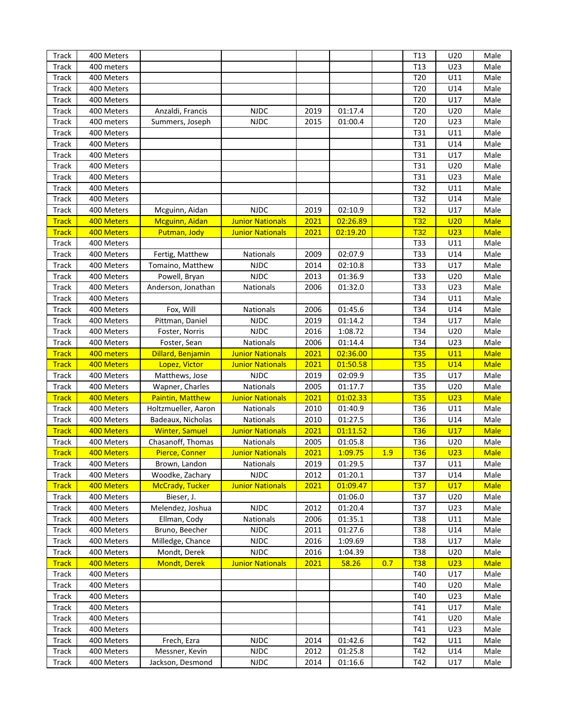| Track | 400 Meters | | | | | | T13 | U20 | Male |
|---|---|---|---|---|---|---|---|---|---|
| Track | 400 meters | | | | | | T13 | U23 | Male |
| Track | 400 Meters | | | | | | T20 | U11 | Male |
| Track | 400 Meters | | | | | | T20 | U14 | Male |
| Track | 400 Meters | | | | | | T20 | U17 | Male |
| Track | 400 Meters | Anzaldi, Francis | NJDC | 2019 | 01:17.4 | | T20 | U20 | Male |
| Track | 400 meters | Summers, Joseph | NJDC | 2015 | 01:00.4 | | T20 | U23 | Male |
| Track | 400 Meters | | | | | | T31 | U11 | Male |
| Track | 400 Meters | | | | | | T31 | U14 | Male |
| Track | 400 Meters | | | | | | T31 | U17 | Male |
| Track | 400 Meters | | | | | | T31 | U20 | Male |
| Track | 400 Meters | | | | | | T31 | U23 | Male |
| Track | 400 Meters | | | | | | T32 | U11 | Male |
| Track | 400 Meters | | | | | | T32 | U14 | Male |
| Track | 400 Meters | Mcguinn, Aidan | NJDC | 2019 | 02:10.9 | | T32 | U17 | Male |
| Track | 400 Meters | Mcguinn, Aidan | Junior Nationals | 2021 | 02:26.89 | | T32 | U20 | Male |
| Track | 400 Meters | Putman, Jody | Junior Nationals | 2021 | 02:19.20 | | T32 | U23 | Male |
| Track | 400 Meters | | | | | | T33 | U11 | Male |
| Track | 400 Meters | Fertig, Matthew | Nationals | 2009 | 02:07.9 | | T33 | U14 | Male |
| Track | 400 Meters | Tomaino, Matthew | NJDC | 2014 | 02:10.8 | | T33 | U17 | Male |
| Track | 400 Meters | Powell, Bryan | NJDC | 2013 | 01:36.9 | | T33 | U20 | Male |
| Track | 400 Meters | Anderson, Jonathan | Nationals | 2006 | 01:32.0 | | T33 | U23 | Male |
| Track | 400 Meters | | | | | | T34 | U11 | Male |
| Track | 400 Meters | Fox, Will | Nationals | 2006 | 01:45.6 | | T34 | U14 | Male |
| Track | 400 Meters | Pittman, Daniel | NJDC | 2019 | 01:14.2 | | T34 | U17 | Male |
| Track | 400 Meters | Foster, Norris | NJDC | 2016 | 1:08.72 | | T34 | U20 | Male |
| Track | 400 Meters | Foster, Sean | Nationals | 2006 | 01:14.4 | | T34 | U23 | Male |
| Track | 400 meters | Dillard, Benjamin | Junior Nationals | 2021 | 02:36.00 | | T35 | U11 | Male |
| Track | 400 Meters | Lopez, Victor | Junior Nationals | 2021 | 01:50.58 | | T35 | U14 | Male |
| Track | 400 Meters | Matthews, Jose | NJDC | 2019 | 02:09.9 | | T35 | U17 | Male |
| Track | 400 Meters | Wapner, Charles | Nationals | 2005 | 01:17.7 | | T35 | U20 | Male |
| Track | 400 Meters | Paintin, Matthew | Junior Nationals | 2021 | 01:02.33 | | T35 | U23 | Male |
| Track | 400 Meters | Holtzmueller, Aaron | Nationals | 2010 | 01:40.9 | | T36 | U11 | Male |
| Track | 400 Meters | Badeaux, Nicholas | Nationals | 2010 | 01:27.5 | | T36 | U14 | Male |
| Track | 400 Meters | Winter, Samuel | Junior Nationals | 2021 | 01:11.52 | | T36 | U17 | Male |
| Track | 400 Meters | Chasanoff, Thomas | Nationals | 2005 | 01:05.8 | | T36 | U20 | Male |
| Track | 400 Meters | Pierce, Conner | Junior Nationals | 2021 | 1:09.75 | 1.9 | T36 | U23 | Male |
| Track | 400 Meters | Brown, Landon | Nationals | 2019 | 01:29.5 | | T37 | U11 | Male |
| Track | 400 Meters | Woodke, Zachary | NJDC | 2012 | 01:20.1 | | T37 | U14 | Male |
| Track | 400 Meters | McCrady, Tucker | Junior Nationals | 2021 | 01:09.47 | | T37 | U17 | Male |
| Track | 400 Meters | Bieser, J. | | | 01:06.0 | | T37 | U20 | Male |
| Track | 400 Meters | Melendez, Joshua | NJDC | 2012 | 01:20.4 | | T37 | U23 | Male |
| Track | 400 Meters | Ellman, Cody | Nationals | 2006 | 01:35.1 | | T38 | U11 | Male |
| Track | 400 Meters | Bruno, Beecher | NJDC | 2011 | 01:27.6 | | T38 | U14 | Male |
| Track | 400 Meters | Milledge, Chance | NJDC | 2016 | 1:09.69 | | T38 | U17 | Male |
| Track | 400 Meters | Mondt, Derek | NJDC | 2016 | 1:04.39 | | T38 | U20 | Male |
| Track | 400 Meters | Mondt, Derek | Junior Nationals | 2021 | 58.26 | 0.7 | T38 | U23 | Male |
| Track | 400 Meters | | | | | | T40 | U17 | Male |
| Track | 400 Meters | | | | | | T40 | U20 | Male |
| Track | 400 Meters | | | | | | T40 | U23 | Male |
| Track | 400 Meters | | | | | | T41 | U17 | Male |
| Track | 400 Meters | | | | | | T41 | U20 | Male |
| Track | 400 Meters | | | | | | T41 | U23 | Male |
| Track | 400 Meters | Frech, Ezra | NJDC | 2014 | 01:42.6 | | T42 | U11 | Male |
| Track | 400 Meters | Messner, Kevin | NJDC | 2012 | 01:25.8 | | T42 | U14 | Male |
| Track | 400 Meters | Jackson, Desmond | NJDC | 2014 | 01:16.6 | | T42 | U17 | Male |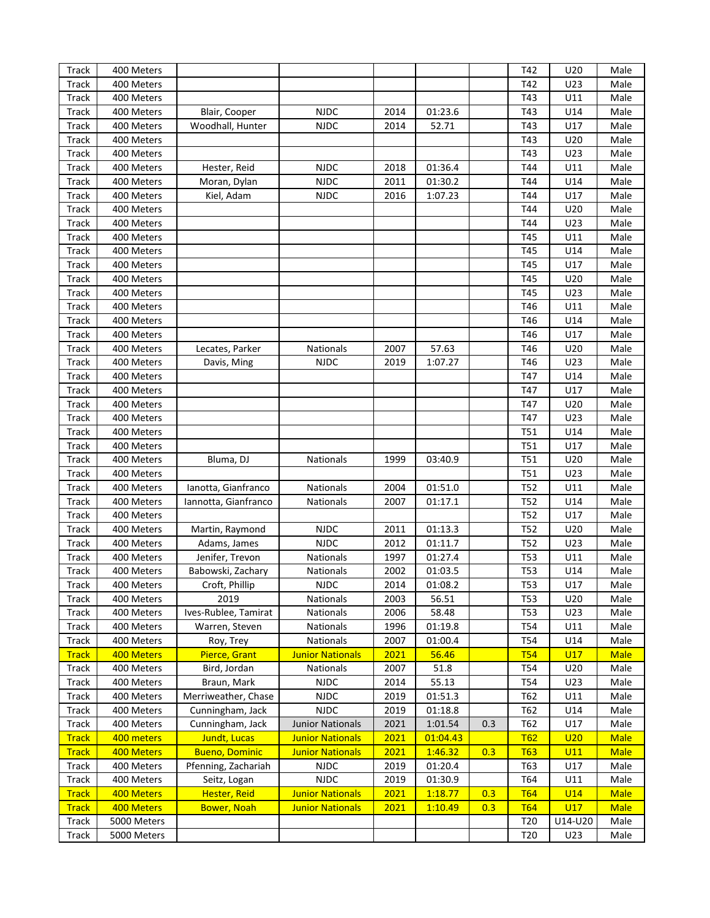| Track | 400 Meters | | | | | | T42 | U20 | Male |
|---|---|---|---|---|---|---|---|---|---|
| Track | 400 Meters | | | | | | T42 | U23 | Male |
| Track | 400 Meters | | | | | | T43 | U11 | Male |
| Track | 400 Meters | Blair, Cooper | NJDC | 2014 | 01:23.6 | | T43 | U14 | Male |
| Track | 400 Meters | Woodhall, Hunter | NJDC | 2014 | 52.71 | | T43 | U17 | Male |
| Track | 400 Meters | | | | | | T43 | U20 | Male |
| Track | 400 Meters | | | | | | T43 | U23 | Male |
| Track | 400 Meters | Hester, Reid | NJDC | 2018 | 01:36.4 | | T44 | U11 | Male |
| Track | 400 Meters | Moran, Dylan | NJDC | 2011 | 01:30.2 | | T44 | U14 | Male |
| Track | 400 Meters | Kiel, Adam | NJDC | 2016 | 1:07.23 | | T44 | U17 | Male |
| Track | 400 Meters | | | | | | T44 | U20 | Male |
| Track | 400 Meters | | | | | | T44 | U23 | Male |
| Track | 400 Meters | | | | | | T45 | U11 | Male |
| Track | 400 Meters | | | | | | T45 | U14 | Male |
| Track | 400 Meters | | | | | | T45 | U17 | Male |
| Track | 400 Meters | | | | | | T45 | U20 | Male |
| Track | 400 Meters | | | | | | T45 | U23 | Male |
| Track | 400 Meters | | | | | | T46 | U11 | Male |
| Track | 400 Meters | | | | | | T46 | U14 | Male |
| Track | 400 Meters | | | | | | T46 | U17 | Male |
| Track | 400 Meters | Lecates, Parker | Nationals | 2007 | 57.63 | | T46 | U20 | Male |
| Track | 400 Meters | Davis, Ming | NJDC | 2019 | 1:07.27 | | T46 | U23 | Male |
| Track | 400 Meters | | | | | | T47 | U14 | Male |
| Track | 400 Meters | | | | | | T47 | U17 | Male |
| Track | 400 Meters | | | | | | T47 | U20 | Male |
| Track | 400 Meters | | | | | | T47 | U23 | Male |
| Track | 400 Meters | | | | | | T51 | U14 | Male |
| Track | 400 Meters | | | | | | T51 | U17 | Male |
| Track | 400 Meters | Bluma, DJ | Nationals | 1999 | 03:40.9 | | T51 | U20 | Male |
| Track | 400 Meters | | | | | | T51 | U23 | Male |
| Track | 400 Meters | Ianotta, Gianfranco | Nationals | 2004 | 01:51.0 | | T52 | U11 | Male |
| Track | 400 Meters | Iannotta, Gianfranco | Nationals | 2007 | 01:17.1 | | T52 | U14 | Male |
| Track | 400 Meters | | | | | | T52 | U17 | Male |
| Track | 400 Meters | Martin, Raymond | NJDC | 2011 | 01:13.3 | | T52 | U20 | Male |
| Track | 400 Meters | Adams, James | NJDC | 2012 | 01:11.7 | | T52 | U23 | Male |
| Track | 400 Meters | Jenifer, Trevon | Nationals | 1997 | 01:27.4 | | T53 | U11 | Male |
| Track | 400 Meters | Babowski, Zachary | Nationals | 2002 | 01:03.5 | | T53 | U14 | Male |
| Track | 400 Meters | Croft, Phillip | NJDC | 2014 | 01:08.2 | | T53 | U17 | Male |
| Track | 400 Meters | 2019 | Nationals | 2003 | 56.51 | | T53 | U20 | Male |
| Track | 400 Meters | Ives-Rublee, Tamirat | Nationals | 2006 | 58.48 | | T53 | U23 | Male |
| Track | 400 Meters | Warren, Steven | Nationals | 1996 | 01:19.8 | | T54 | U11 | Male |
| Track | 400 Meters | Roy, Trey | Nationals | 2007 | 01:00.4 | | T54 | U14 | Male |
| Track | 400 Meters | Pierce, Grant | Junior Nationals | 2021 | 56.46 | | T54 | U17 | Male |
| Track | 400 Meters | Bird, Jordan | Nationals | 2007 | 51.8 | | T54 | U20 | Male |
| Track | 400 Meters | Braun, Mark | NJDC | 2014 | 55.13 | | T54 | U23 | Male |
| Track | 400 Meters | Merriweather, Chase | NJDC | 2019 | 01:51.3 | | T62 | U11 | Male |
| Track | 400 Meters | Cunningham, Jack | NJDC | 2019 | 01:18.8 | | T62 | U14 | Male |
| Track | 400 Meters | Cunningham, Jack | Junior Nationals | 2021 | 1:01.54 | 0.3 | T62 | U17 | Male |
| Track | 400 meters | Jundt, Lucas | Junior Nationals | 2021 | 01:04.43 | | T62 | U20 | Male |
| Track | 400 Meters | Bueno, Dominic | Junior Nationals | 2021 | 1:46.32 | 0.3 | T63 | U11 | Male |
| Track | 400 Meters | Pfenning, Zachariah | NJDC | 2019 | 01:20.4 | | T63 | U17 | Male |
| Track | 400 Meters | Seitz, Logan | NJDC | 2019 | 01:30.9 | | T64 | U11 | Male |
| Track | 400 Meters | Hester, Reid | Junior Nationals | 2021 | 1:18.77 | 0.3 | T64 | U14 | Male |
| Track | 400 Meters | Bower, Noah | Junior Nationals | 2021 | 1:10.49 | 0.3 | T64 | U17 | Male |
| Track | 5000 Meters | | | | | | T20 | U14-U20 | Male |
| Track | 5000 Meters | | | | | | T20 | U23 | Male |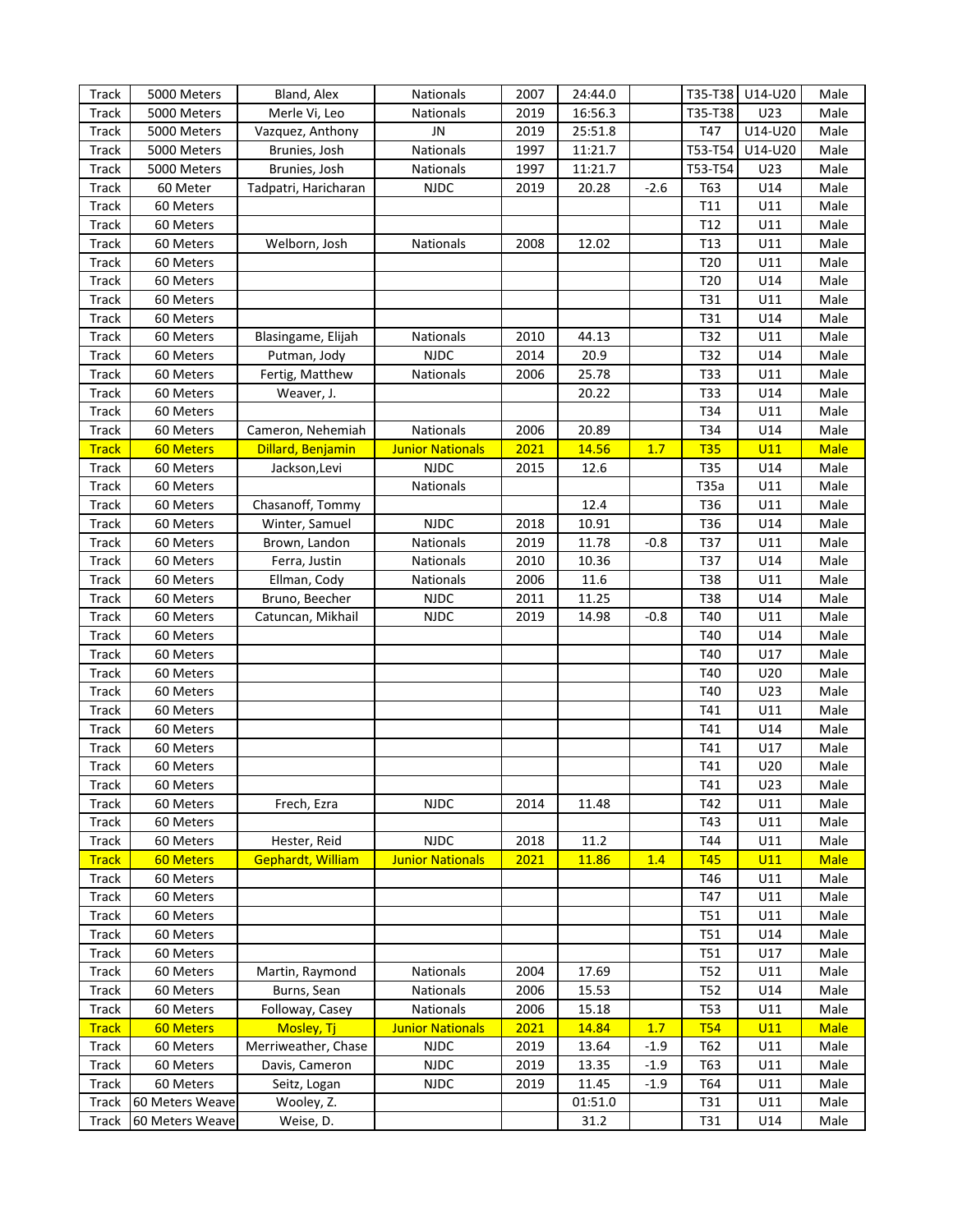| Track | 5000 Meters | Bland, Alex | Nationals | 2007 | 24:44.0 | | T35-T38 | U14-U20 | Male |
|---|---|---|---|---|---|---|---|---|---|
| Track | 5000 Meters | Merle Vi, Leo | Nationals | 2019 | 16:56.3 | | T35-T38 | U23 | Male |
| Track | 5000 Meters | Vazquez, Anthony | JN | 2019 | 25:51.8 | | T47 | U14-U20 | Male |
| Track | 5000 Meters | Brunies, Josh | Nationals | 1997 | 11:21.7 | | T53-T54 | U14-U20 | Male |
| Track | 5000 Meters | Brunies, Josh | Nationals | 1997 | 11:21.7 | | T53-T54 | U23 | Male |
| Track | 60 Meter | Tadpatri, Haricharan | NJDC | 2019 | 20.28 | -2.6 | T63 | U14 | Male |
| Track | 60 Meters | | | | | | T11 | U11 | Male |
| Track | 60 Meters | | | | | | T12 | U11 | Male |
| Track | 60 Meters | Welborn, Josh | Nationals | 2008 | 12.02 | | T13 | U11 | Male |
| Track | 60 Meters | | | | | | T20 | U11 | Male |
| Track | 60 Meters | | | | | | T20 | U14 | Male |
| Track | 60 Meters | | | | | | T31 | U11 | Male |
| Track | 60 Meters | | | | | | T31 | U14 | Male |
| Track | 60 Meters | Blasingame, Elijah | Nationals | 2010 | 44.13 | | T32 | U11 | Male |
| Track | 60 Meters | Putman, Jody | NJDC | 2014 | 20.9 | | T32 | U14 | Male |
| Track | 60 Meters | Fertig, Matthew | Nationals | 2006 | 25.78 | | T33 | U11 | Male |
| Track | 60 Meters | Weaver, J. | | | 20.22 | | T33 | U14 | Male |
| Track | 60 Meters | | | | | | T34 | U11 | Male |
| Track | 60 Meters | Cameron, Nehemiah | Nationals | 2006 | 20.89 | | T34 | U14 | Male |
| Track | 60 Meters | Dillard, Benjamin | Junior Nationals | 2021 | 14.56 | 1.7 | T35 | U11 | Male |
| Track | 60 Meters | Jackson,Levi | NJDC | 2015 | 12.6 | | T35 | U14 | Male |
| Track | 60 Meters | | Nationals | | | | T35a | U11 | Male |
| Track | 60 Meters | Chasanoff, Tommy | | | 12.4 | | T36 | U11 | Male |
| Track | 60 Meters | Winter, Samuel | NJDC | 2018 | 10.91 | | T36 | U14 | Male |
| Track | 60 Meters | Brown, Landon | Nationals | 2019 | 11.78 | -0.8 | T37 | U11 | Male |
| Track | 60 Meters | Ferra, Justin | Nationals | 2010 | 10.36 | | T37 | U14 | Male |
| Track | 60 Meters | Ellman, Cody | Nationals | 2006 | 11.6 | | T38 | U11 | Male |
| Track | 60 Meters | Bruno, Beecher | NJDC | 2011 | 11.25 | | T38 | U14 | Male |
| Track | 60 Meters | Catuncan, Mikhail | NJDC | 2019 | 14.98 | -0.8 | T40 | U11 | Male |
| Track | 60 Meters | | | | | | T40 | U14 | Male |
| Track | 60 Meters | | | | | | T40 | U17 | Male |
| Track | 60 Meters | | | | | | T40 | U20 | Male |
| Track | 60 Meters | | | | | | T40 | U23 | Male |
| Track | 60 Meters | | | | | | T41 | U11 | Male |
| Track | 60 Meters | | | | | | T41 | U14 | Male |
| Track | 60 Meters | | | | | | T41 | U17 | Male |
| Track | 60 Meters | | | | | | T41 | U20 | Male |
| Track | 60 Meters | | | | | | T41 | U23 | Male |
| Track | 60 Meters | Frech, Ezra | NJDC | 2014 | 11.48 | | T42 | U11 | Male |
| Track | 60 Meters | | | | | | T43 | U11 | Male |
| Track | 60 Meters | Hester, Reid | NJDC | 2018 | 11.2 | | T44 | U11 | Male |
| Track | 60 Meters | Gephardt, William | Junior Nationals | 2021 | 11.86 | 1.4 | T45 | U11 | Male |
| Track | 60 Meters | | | | | | T46 | U11 | Male |
| Track | 60 Meters | | | | | | T47 | U11 | Male |
| Track | 60 Meters | | | | | | T51 | U11 | Male |
| Track | 60 Meters | | | | | | T51 | U14 | Male |
| Track | 60 Meters | | | | | | T51 | U17 | Male |
| Track | 60 Meters | Martin, Raymond | Nationals | 2004 | 17.69 | | T52 | U11 | Male |
| Track | 60 Meters | Burns, Sean | Nationals | 2006 | 15.53 | | T52 | U14 | Male |
| Track | 60 Meters | Followay, Casey | Nationals | 2006 | 15.18 | | T53 | U11 | Male |
| Track | 60 Meters | Mosley, Tj | Junior Nationals | 2021 | 14.84 | 1.7 | T54 | U11 | Male |
| Track | 60 Meters | Merriweather, Chase | NJDC | 2019 | 13.64 | -1.9 | T62 | U11 | Male |
| Track | 60 Meters | Davis, Cameron | NJDC | 2019 | 13.35 | -1.9 | T63 | U11 | Male |
| Track | 60 Meters | Seitz, Logan | NJDC | 2019 | 11.45 | -1.9 | T64 | U11 | Male |
| Track | 60 Meters Weave | Wooley, Z. | | | 01:51.0 | | T31 | U11 | Male |
| Track | 60 Meters Weave | Weise, D. | | | 31.2 | | T31 | U14 | Male |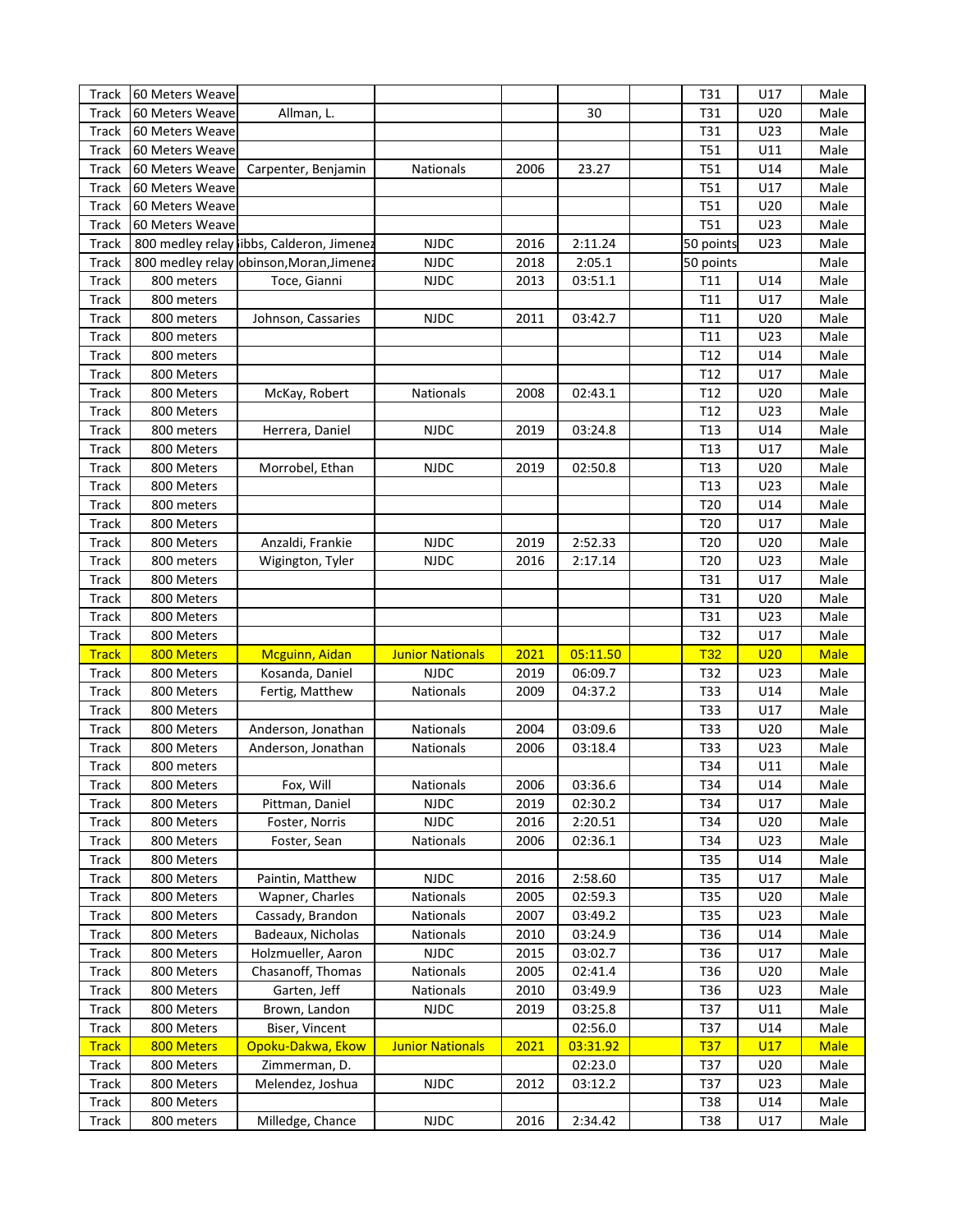| | | | | | | | | | |
|---|---|---|---|---|---|---|---|---|---|
| Track | 60 Meters Weave | | | | | | T31 | U17 | Male |
| Track | 60 Meters Weave | Allman, L. | | | 30 | | T31 | U20 | Male |
| Track | 60 Meters Weave | | | | | | T31 | U23 | Male |
| Track | 60 Meters Weave | | | | | | T51 | U11 | Male |
| Track | 60 Meters Weave | Carpenter, Benjamin | Nationals | 2006 | 23.27 | | T51 | U14 | Male |
| Track | 60 Meters Weave | | | | | | T51 | U17 | Male |
| Track | 60 Meters Weave | | | | | | T51 | U20 | Male |
| Track | 60 Meters Weave | | | | | | T51 | U23 | Male |
| Track | 800 medley relay | ibbs, Calderon, Jimenez | NJDC | 2016 | 2:11.24 | | 50 points | U23 | Male |
| Track | 800 medley relay | obinson,Moran,Jimenez | NJDC | 2018 | 2:05.1 | | 50 points | | Male |
| Track | 800 meters | Toce, Gianni | NJDC | 2013 | 03:51.1 | | T11 | U14 | Male |
| Track | 800 meters | | | | | | T11 | U17 | Male |
| Track | 800 meters | Johnson, Cassaries | NJDC | 2011 | 03:42.7 | | T11 | U20 | Male |
| Track | 800 meters | | | | | | T11 | U23 | Male |
| Track | 800 meters | | | | | | T12 | U14 | Male |
| Track | 800 Meters | | | | | | T12 | U17 | Male |
| Track | 800 Meters | McKay, Robert | Nationals | 2008 | 02:43.1 | | T12 | U20 | Male |
| Track | 800 Meters | | | | | | T12 | U23 | Male |
| Track | 800 meters | Herrera, Daniel | NJDC | 2019 | 03:24.8 | | T13 | U14 | Male |
| Track | 800 Meters | | | | | | T13 | U17 | Male |
| Track | 800 Meters | Morrobel, Ethan | NJDC | 2019 | 02:50.8 | | T13 | U20 | Male |
| Track | 800 Meters | | | | | | T13 | U23 | Male |
| Track | 800 meters | | | | | | T20 | U14 | Male |
| Track | 800 Meters | | | | | | T20 | U17 | Male |
| Track | 800 Meters | Anzaldi, Frankie | NJDC | 2019 | 2:52.33 | | T20 | U20 | Male |
| Track | 800 meters | Wigington, Tyler | NJDC | 2016 | 2:17.14 | | T20 | U23 | Male |
| Track | 800 Meters | | | | | | T31 | U17 | Male |
| Track | 800 Meters | | | | | | T31 | U20 | Male |
| Track | 800 Meters | | | | | | T31 | U23 | Male |
| Track | 800 Meters | | | | | | T32 | U17 | Male |
| Track | 800 Meters | Mcguinn, Aidan | Junior Nationals | 2021 | 05:11.50 | | T32 | U20 | Male |
| Track | 800 Meters | Kosanda, Daniel | NJDC | 2019 | 06:09.7 | | T32 | U23 | Male |
| Track | 800 Meters | Fertig, Matthew | Nationals | 2009 | 04:37.2 | | T33 | U14 | Male |
| Track | 800 Meters | | | | | | T33 | U17 | Male |
| Track | 800 Meters | Anderson, Jonathan | Nationals | 2004 | 03:09.6 | | T33 | U20 | Male |
| Track | 800 Meters | Anderson, Jonathan | Nationals | 2006 | 03:18.4 | | T33 | U23 | Male |
| Track | 800 meters | | | | | | T34 | U11 | Male |
| Track | 800 Meters | Fox, Will | Nationals | 2006 | 03:36.6 | | T34 | U14 | Male |
| Track | 800 Meters | Pittman, Daniel | NJDC | 2019 | 02:30.2 | | T34 | U17 | Male |
| Track | 800 Meters | Foster, Norris | NJDC | 2016 | 2:20.51 | | T34 | U20 | Male |
| Track | 800 Meters | Foster, Sean | Nationals | 2006 | 02:36.1 | | T34 | U23 | Male |
| Track | 800 Meters | | | | | | T35 | U14 | Male |
| Track | 800 Meters | Paintin, Matthew | NJDC | 2016 | 2:58.60 | | T35 | U17 | Male |
| Track | 800 Meters | Wapner, Charles | Nationals | 2005 | 02:59.3 | | T35 | U20 | Male |
| Track | 800 Meters | Cassady, Brandon | Nationals | 2007 | 03:49.2 | | T35 | U23 | Male |
| Track | 800 Meters | Badeaux, Nicholas | Nationals | 2010 | 03:24.9 | | T36 | U14 | Male |
| Track | 800 Meters | Holzmueller, Aaron | NJDC | 2015 | 03:02.7 | | T36 | U17 | Male |
| Track | 800 Meters | Chasanoff, Thomas | Nationals | 2005 | 02:41.4 | | T36 | U20 | Male |
| Track | 800 Meters | Garten, Jeff | Nationals | 2010 | 03:49.9 | | T36 | U23 | Male |
| Track | 800 Meters | Brown, Landon | NJDC | 2019 | 03:25.8 | | T37 | U11 | Male |
| Track | 800 Meters | Biser, Vincent | | | 02:56.0 | | T37 | U14 | Male |
| Track | 800 Meters | Opoku-Dakwa, Ekow | Junior Nationals | 2021 | 03:31.92 | | T37 | U17 | Male |
| Track | 800 Meters | Zimmerman, D. | | | 02:23.0 | | T37 | U20 | Male |
| Track | 800 Meters | Melendez, Joshua | NJDC | 2012 | 03:12.2 | | T37 | U23 | Male |
| Track | 800 Meters | | | | | | T38 | U14 | Male |
| Track | 800 meters | Milledge, Chance | NJDC | 2016 | 2:34.42 | | T38 | U17 | Male |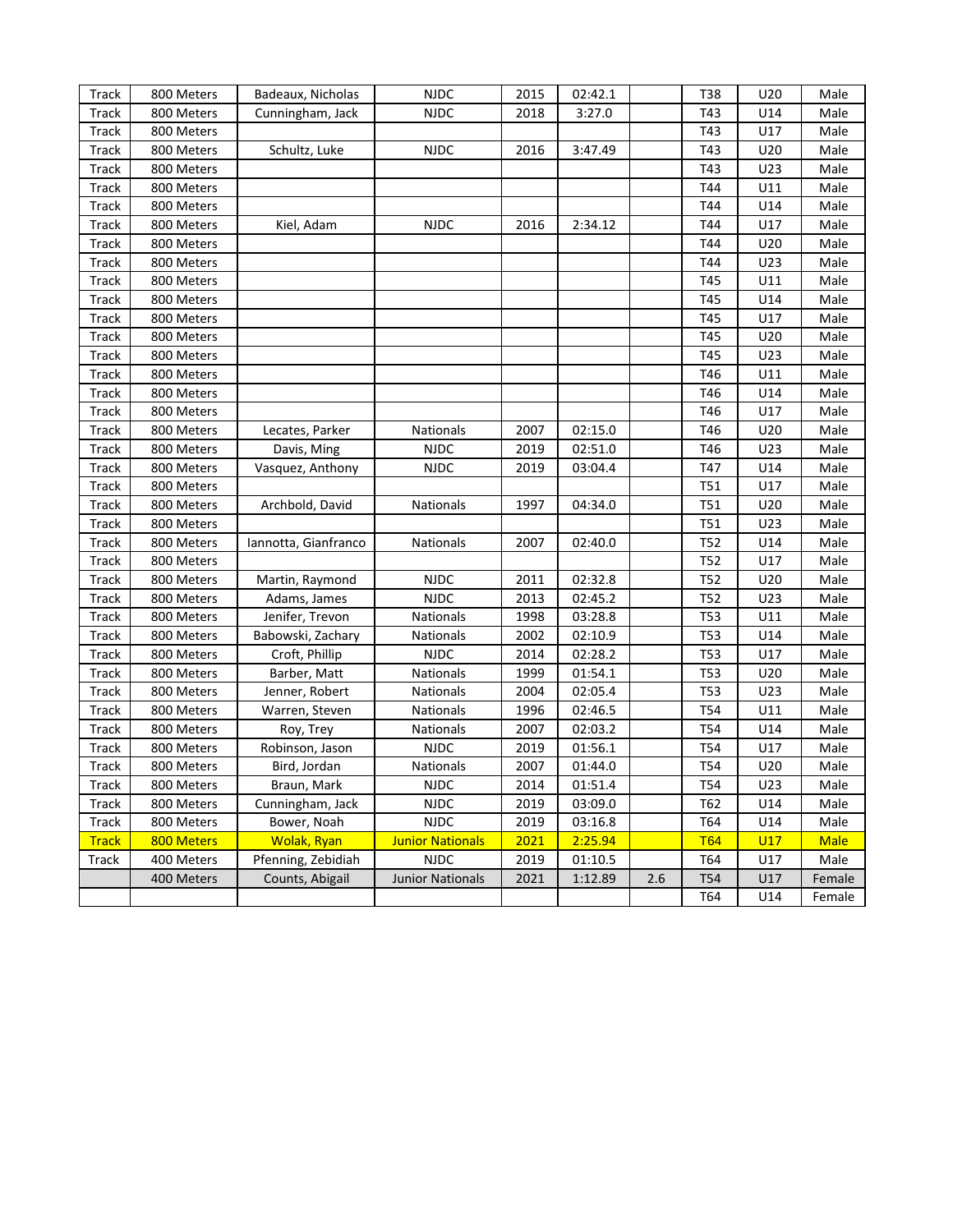| | | | | | | | | | |
|---|---|---|---|---|---|---|---|---|---|
| Track | 800 Meters | Badeaux, Nicholas | NJDC | 2015 | 02:42.1 | | T38 | U20 | Male |
| Track | 800 Meters | Cunningham, Jack | NJDC | 2018 | 3:27.0 | | T43 | U14 | Male |
| Track | 800 Meters | | | | | | T43 | U17 | Male |
| Track | 800 Meters | Schultz, Luke | NJDC | 2016 | 3:47.49 | | T43 | U20 | Male |
| Track | 800 Meters | | | | | | T43 | U23 | Male |
| Track | 800 Meters | | | | | | T44 | U11 | Male |
| Track | 800 Meters | | | | | | T44 | U14 | Male |
| Track | 800 Meters | Kiel, Adam | NJDC | 2016 | 2:34.12 | | T44 | U17 | Male |
| Track | 800 Meters | | | | | | T44 | U20 | Male |
| Track | 800 Meters | | | | | | T44 | U23 | Male |
| Track | 800 Meters | | | | | | T45 | U11 | Male |
| Track | 800 Meters | | | | | | T45 | U14 | Male |
| Track | 800 Meters | | | | | | T45 | U17 | Male |
| Track | 800 Meters | | | | | | T45 | U20 | Male |
| Track | 800 Meters | | | | | | T45 | U23 | Male |
| Track | 800 Meters | | | | | | T46 | U11 | Male |
| Track | 800 Meters | | | | | | T46 | U14 | Male |
| Track | 800 Meters | | | | | | T46 | U17 | Male |
| Track | 800 Meters | Lecates, Parker | Nationals | 2007 | 02:15.0 | | T46 | U20 | Male |
| Track | 800 Meters | Davis, Ming | NJDC | 2019 | 02:51.0 | | T46 | U23 | Male |
| Track | 800 Meters | Vasquez, Anthony | NJDC | 2019 | 03:04.4 | | T47 | U14 | Male |
| Track | 800 Meters | | | | | | T51 | U17 | Male |
| Track | 800 Meters | Archbold, David | Nationals | 1997 | 04:34.0 | | T51 | U20 | Male |
| Track | 800 Meters | | | | | | T51 | U23 | Male |
| Track | 800 Meters | Iannotta, Gianfranco | Nationals | 2007 | 02:40.0 | | T52 | U14 | Male |
| Track | 800 Meters | | | | | | T52 | U17 | Male |
| Track | 800 Meters | Martin, Raymond | NJDC | 2011 | 02:32.8 | | T52 | U20 | Male |
| Track | 800 Meters | Adams, James | NJDC | 2013 | 02:45.2 | | T52 | U23 | Male |
| Track | 800 Meters | Jenifer, Trevon | Nationals | 1998 | 03:28.8 | | T53 | U11 | Male |
| Track | 800 Meters | Babowski, Zachary | Nationals | 2002 | 02:10.9 | | T53 | U14 | Male |
| Track | 800 Meters | Croft, Phillip | NJDC | 2014 | 02:28.2 | | T53 | U17 | Male |
| Track | 800 Meters | Barber, Matt | Nationals | 1999 | 01:54.1 | | T53 | U20 | Male |
| Track | 800 Meters | Jenner, Robert | Nationals | 2004 | 02:05.4 | | T53 | U23 | Male |
| Track | 800 Meters | Warren, Steven | Nationals | 1996 | 02:46.5 | | T54 | U11 | Male |
| Track | 800 Meters | Roy, Trey | Nationals | 2007 | 02:03.2 | | T54 | U14 | Male |
| Track | 800 Meters | Robinson, Jason | NJDC | 2019 | 01:56.1 | | T54 | U17 | Male |
| Track | 800 Meters | Bird, Jordan | Nationals | 2007 | 01:44.0 | | T54 | U20 | Male |
| Track | 800 Meters | Braun, Mark | NJDC | 2014 | 01:51.4 | | T54 | U23 | Male |
| Track | 800 Meters | Cunningham, Jack | NJDC | 2019 | 03:09.0 | | T62 | U14 | Male |
| Track | 800 Meters | Bower, Noah | NJDC | 2019 | 03:16.8 | | T64 | U14 | Male |
| Track | 800 Meters | Wolak, Ryan | Junior Nationals | 2021 | 2:25.94 | | T64 | U17 | Male |
| Track | 400 Meters | Pfenning, Zebidiah | NJDC | 2019 | 01:10.5 | | T64 | U17 | Male |
| | 400 Meters | Counts, Abigail | Junior Nationals | 2021 | 1:12.89 | 2.6 | T54 | U17 | Female |
| | | | | | | | T64 | U14 | Female |